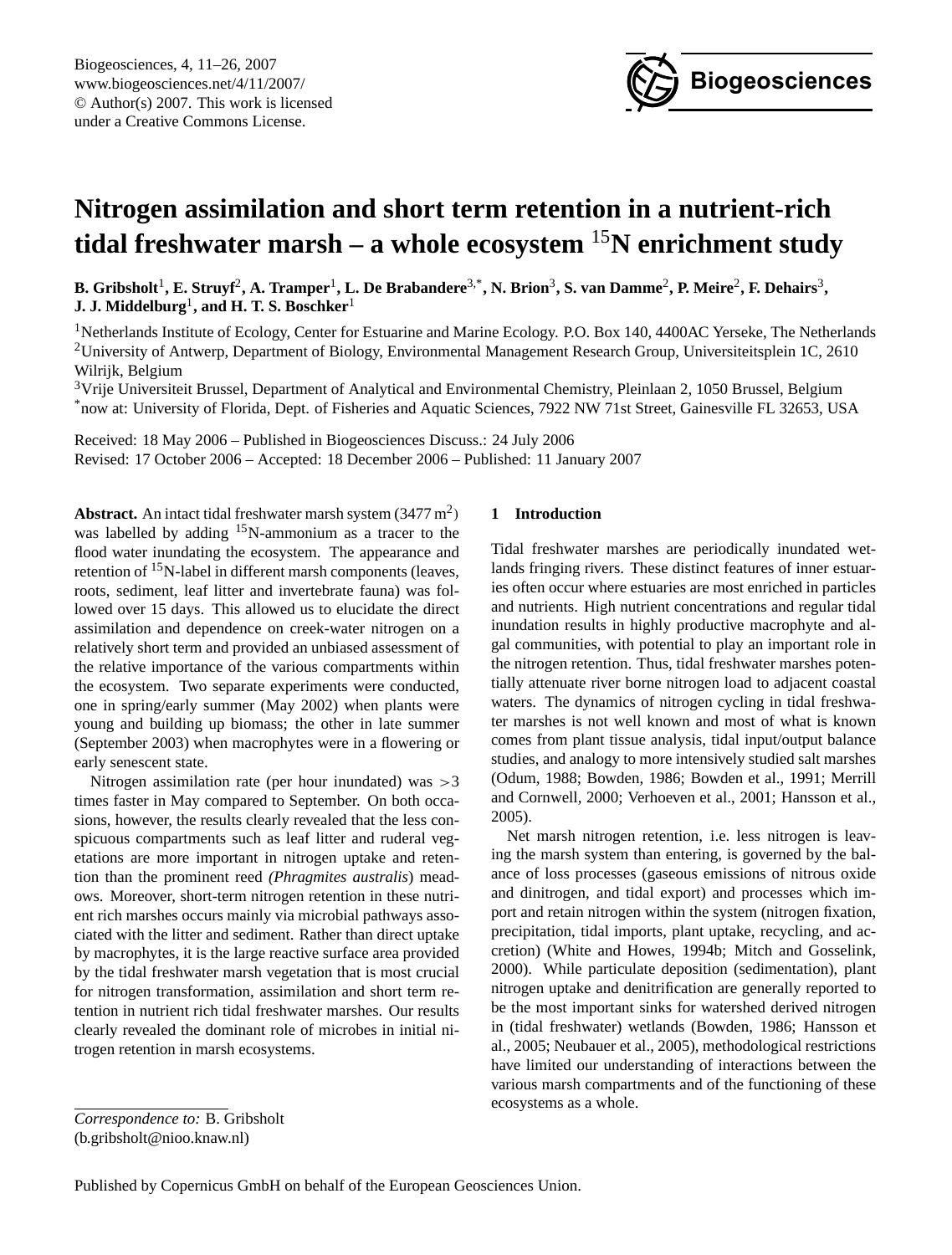# Nitrogen assimilation and short term retention in a nutrient-rich tidal freshwater marsh – a whole ecosystem $^{15}$N enrichment study

**B. Gribsholt[1], E. Struyf[2], A. Tramper[1], L. De Brabandere[3,*], N. Brion[3], S. van Damme[2], P. Meire[2], F. Dehairs[3], J. J. Middelburg[1], and H. T. S. Boschker[1]**

[1]Netherlands Institute of Ecology, Center for Estuarine and Marine Ecology. P.O. Box 140, 4400AC Yerseke, The Netherlands
[2]University of Antwerp, Department of Biology, Environmental Management Research Group, Universiteitsplein 1C, 2610 Wilrijk, Belgium
[3]Vrije Universiteit Brussel, Department of Analytical and Environmental Chemistry, Pleinlaan 2, 1050 Brussel, Belgium
[*]now at: University of Florida, Dept. of Fisheries and Aquatic Sciences, 7922 NW 71st Street, Gainesville FL 32653, USA

Received: 18 May 2006 – Published in Biogeosciences Discuss.: 24 July 2006
Revised: 17 October 2006 – Accepted: 18 December 2006 – Published: 11 January 2007

**Abstract.** An intact tidal freshwater marsh system (3477 $m^2$) was labelled by adding $^{15}$N-ammonium as a tracer to the flood water inundating the ecosystem. The appearance and retention of $^{15}$N-label in different marsh components (leaves, roots, sediment, leaf litter and invertebrate fauna) was followed over 15 days. This allowed us to elucidate the direct assimilation and dependence on creek-water nitrogen on a relatively short term and provided an unbiased assessment of the relative importance of the various compartments within the ecosystem. Two separate experiments were conducted, one in spring/early summer (May 2002) when plants were young and building up biomass; the other in late summer (September 2003) when macrophytes were in a flowering or early senescent state.

Nitrogen assimilation rate (per hour inundated) was $>3$ times faster in May compared to September. On both occasions, however, the results clearly revealed that the less conspicuous compartments such as leaf litter and ruderal vegetations are more important in nitrogen uptake and retention than the prominent reed (*Phragmites australis*) meadows. Moreover, short-term nitrogen retention in these nutrient rich marshes occurs mainly via microbial pathways associated with the litter and sediment. Rather than direct uptake by macrophytes, it is the large reactive surface area provided by the tidal freshwater marsh vegetation that is most crucial for nitrogen transformation, assimilation and short term retention in nutrient rich tidal freshwater marshes. Our results clearly revealed the dominant role of microbes in initial nitrogen retention in marsh ecosystems.

## 1 Introduction

Tidal freshwater marshes are periodically inundated wetlands fringing rivers. These distinct features of inner estuaries often occur where estuaries are most enriched in particles and nutrients. High nutrient concentrations and regular tidal inundation results in highly productive macrophyte and algal communities, with potential to play an important role in the nitrogen retention. Thus, tidal freshwater marshes potentially attenuate river borne nitrogen load to adjacent coastal waters. The dynamics of nitrogen cycling in tidal freshwater marshes is not well known and most of what is known comes from plant tissue analysis, tidal input/output balance studies, and analogy to more intensively studied salt marshes (Odum, 1988; Bowden, 1986; Bowden et al., 1991; Merrill and Cornwell, 2000; Verhoeven et al., 2001; Hansson et al., 2005).

Net marsh nitrogen retention, i.e. less nitrogen is leaving the marsh system than entering, is governed by the balance of loss processes (gaseous emissions of nitrous oxide and dinitrogen, and tidal export) and processes which import and retain nitrogen within the system (nitrogen fixation, precipitation, tidal imports, plant uptake, recycling, and accretion) (White and Howes, 1994b; Mitch and Gosselink, 2000). While particulate deposition (sedimentation), plant nitrogen uptake and denitrification are generally reported to be the most important sinks for watershed derived nitrogen in (tidal freshwater) wetlands (Bowden, 1986; Hansson et al., 2005; Neubauer et al., 2005), methodological restrictions have limited our understanding of interactions between the various marsh compartments and of the functioning of these ecosystems as a whole.

*Correspondence to:* B. Gribsholt
(b.gribsholt@nioo.knaw.nl)

Published by Copernicus GmbH on behalf of the European Geosciences Union.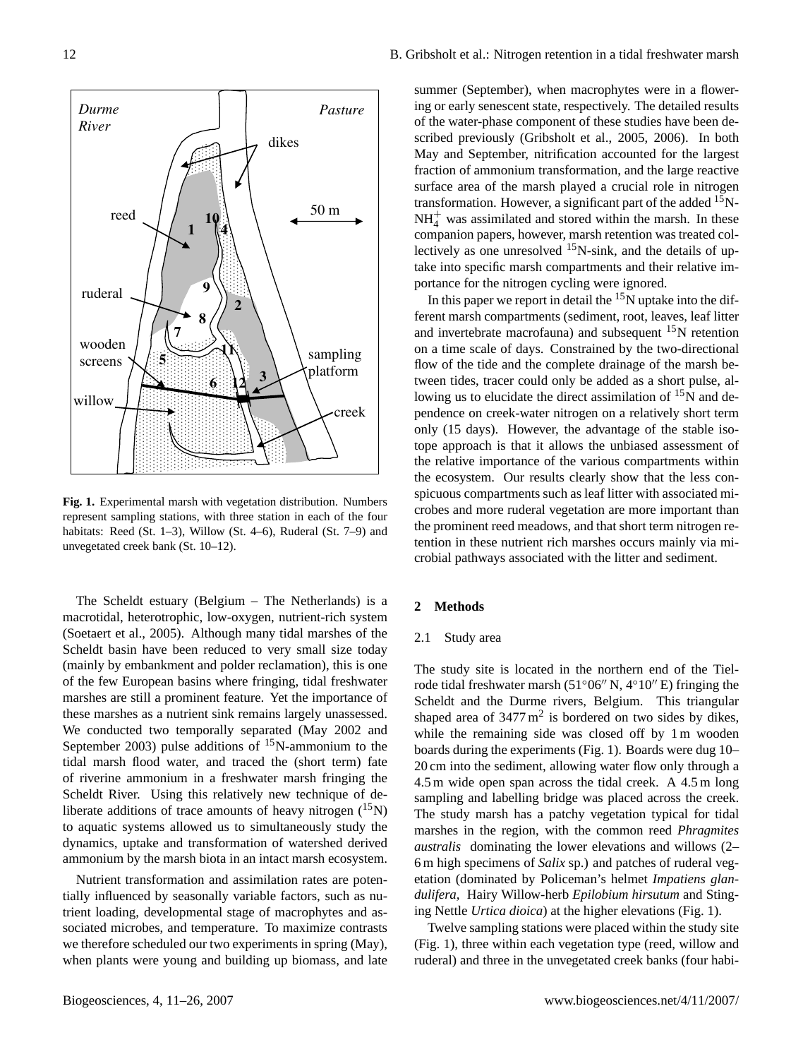**Fig. 1.** Experimental marsh with vegetation distribution. Numbers represent sampling stations, with three station in each of the four habitats: Reed (St. 1–3), Willow (St. 4–6), Ruderal (St. 7–9) and unvegetated creek bank (St. 10–12).

The Scheldt estuary (Belgium – The Netherlands) is a macrotidal, heterotrophic, low-oxygen, nutrient-rich system (Soetaert et al., 2005). Although many tidal marshes of the Scheldt basin have been reduced to very small size today (mainly by embankment and polder reclamation), this is one of the few European basins where fringing, tidal freshwater marshes are still a prominent feature. Yet the importance of these marshes as a nutrient sink remains largely unassessed. We conducted two temporally separated (May 2002 and September 2003) pulse additions of $^{15}$N-ammonium to the tidal marsh flood water, and traced the (short term) fate of riverine ammonium in a freshwater marsh fringing the Scheldt River. Using this relatively new technique of deliberate additions of trace amounts of heavy nitrogen ($^{15}$N) to aquatic systems allowed us to simultaneously study the dynamics, uptake and transformation of watershed derived ammonium by the marsh biota in an intact marsh ecosystem.

Nutrient transformation and assimilation rates are potentially influenced by seasonally variable factors, such as nutrient loading, developmental stage of macrophytes and associated microbes, and temperature. To maximize contrasts we therefore scheduled our two experiments in spring (May), when plants were young and building up biomass, and late summer (September), when macrophytes were in a flowering or early senescent state, respectively. The detailed results of the water-phase component of these studies have been described previously (Gribsholt et al., 2005, 2006). In both May and September, nitrification accounted for the largest fraction of ammonium transformation, and the large reactive surface area of the marsh played a crucial role in nitrogen transformation. However, a significant part of the added $^{15}$N-$NH_4^+$ was assimilated and stored within the marsh. In these companion papers, however, marsh retention was treated collectively as one unresolved $^{15}$N-sink, and the details of uptake into specific marsh compartments and their relative importance for the nitrogen cycling were ignored.

In this paper we report in detail the $^{15}$N uptake into the different marsh compartments (sediment, root, leaves, leaf litter and invertebrate macrofauna) and subsequent $^{15}$N retention on a time scale of days. Constrained by the two-directional flow of the tide and the complete drainage of the marsh between tides, tracer could only be added as a short pulse, allowing us to elucidate the direct assimilation of $^{15}$N and dependence on creek-water nitrogen on a relatively short term only (15 days). However, the advantage of the stable isotope approach is that it allows the unbiased assessment of the relative importance of the various compartments within the ecosystem. Our results clearly show that the less conspicuous compartments such as leaf litter with associated microbes and more ruderal vegetation are more important than the prominent reed meadows, and that short term nitrogen retention in these nutrient rich marshes occurs mainly via microbial pathways associated with the litter and sediment.

## 2 Methods

### 2.1 Study area

The study site is located in the northern end of the Tielrode tidal freshwater marsh (51°06″ N, 4°10″ E) fringing the Scheldt and the Durme rivers, Belgium. This triangular shaped area of 3477 $m^2$ is bordered on two sides by dikes, while the remaining side was closed off by 1 m wooden boards during the experiments (Fig. 1). Boards were dug 10–20 cm into the sediment, allowing water flow only through a 4.5 m wide open span across the tidal creek. A 4.5 m long sampling and labelling bridge was placed across the creek. The study marsh has a patchy vegetation typical for tidal marshes in the region, with the common reed *Phragmites australis* dominating the lower elevations and willows (2–6 m high specimens of *Salix* sp.) and patches of ruderal vegetation (dominated by Policeman's helmet *Impatiens glandulifera*, Hairy Willow-herb *Epilobium hirsutum* and Stinging Nettle *Urtica dioica*) at the higher elevations (Fig. 1).

Twelve sampling stations were placed within the study site (Fig. 1), three within each vegetation type (reed, willow and ruderal) and three in the unvegetated creek banks (four habi-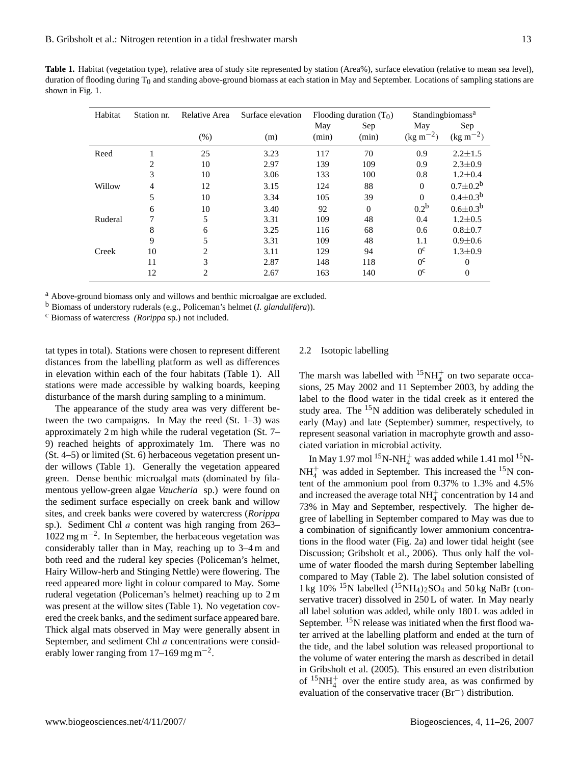**Table 1.** Habitat (vegetation type), relative area of study site represented by station (Area%), surface elevation (relative to mean sea level), duration of flooding during $T_0$ and standing above-ground biomass at each station in May and September. Locations of sampling stations are shown in Fig. 1.

| Habitat | Station nr. | Relative Area | Surface elevation | Flooding duration ($T_0$) | | Standingbiomass[a] | |
|---|---|---|---|---|---|---|---|
| | | | | May | Sep | May | Sep |
| | | (%) | (m) | (min) | (min) | (kg $m^{-2}$) | (kg $m^{-2}$) |
| Reed | 1 | 25 | 3.23 | 117 | 70 | 0.9 | 2.2±1.5 |
| | 2 | 10 | 2.97 | 139 | 109 | 0.9 | 2.3±0.9 |
| | 3 | 10 | 3.06 | 133 | 100 | 0.8 | 1.2±0.4 |
| Willow | 4 | 12 | 3.15 | 124 | 88 | 0 | 0.7±0.2[b] |
| | 5 | 10 | 3.34 | 105 | 39 | 0 | 0.4±0.3[b] |
| | 6 | 10 | 3.40 | 92 | 0 | 0.2[b] | 0.6±0.3[b] |
| Ruderal | 7 | 5 | 3.31 | 109 | 48 | 0.4 | 1.2±0.5 |
| | 8 | 6 | 3.25 | 116 | 68 | 0.6 | 0.8±0.7 |
| | 9 | 5 | 3.31 | 109 | 48 | 1.1 | 0.9±0.6 |
| Creek | 10 | 2 | 3.11 | 129 | 94 | 0[c] | 1.3±0.9 |
| | 11 | 3 | 2.87 | 148 | 118 | 0[c] | 0 |
| | 12 | 2 | 2.67 | 163 | 140 | 0[c] | 0 |

[a] Above-ground biomass only and willows and benthic microalgae are excluded.
[b] Biomass of understory ruderals (e.g., Policeman's helmet (*I. glandulifera*)).
[c] Biomass of watercress (*Rorippa* sp.) not included.

tat types in total). Stations were chosen to represent different distances from the labelling platform as well as differences in elevation within each of the four habitats (Table 1). All stations were made accessible by walking boards, keeping disturbance of the marsh during sampling to a minimum.

The appearance of the study area was very different between the two campaigns. In May the reed (St. 1–3) was approximately 2 m high while the ruderal vegetation (St. 7–9) reached heights of approximately 1m. There was no (St. 4–5) or limited (St. 6) herbaceous vegetation present under willows (Table 1). Generally the vegetation appeared green. Dense benthic microalgal mats (dominated by filamentous yellow-green algae *Vaucheria* sp.) were found on the sediment surface especially on creek bank and willow sites, and creek banks were covered by watercress (*Rorippa* sp.). Sediment Chl *a* content was high ranging from 263–1022 mg $m^{-2}$. In September, the herbaceous vegetation was considerably taller than in May, reaching up to 3–4 m and both reed and the ruderal key species (Policeman's helmet, Hairy Willow-herb and Stinging Nettle) were flowering. The reed appeared more light in colour compared to May. Some ruderal vegetation (Policeman's helmet) reaching up to 2 m was present at the willow sites (Table 1). No vegetation covered the creek banks, and the sediment surface appeared bare. Thick algal mats observed in May were generally absent in September, and sediment Chl *a* concentrations were considerably lower ranging from 17–169 mg $m^{-2}$.

### 2.2 Isotopic labelling

The marsh was labelled with $^{15}NH_4^+$ on two separate occasions, 25 May 2002 and 11 September 2003, by adding the label to the flood water in the tidal creek as it entered the study area. The $^{15}N$ addition was deliberately scheduled in early (May) and late (September) summer, respectively, to represent seasonal variation in macrophyte growth and associated variation in microbial activity.

In May 1.97 mol $^{15}N$-$NH_4^+$ was added while 1.41 mol $^{15}N$-$NH_4^+$ was added in September. This increased the $^{15}N$ content of the ammonium pool from 0.37% to 1.3% and 4.5% and increased the average total $NH_4^+$ concentration by 14 and 73% in May and September, respectively. The higher degree of labelling in September compared to May was due to a combination of significantly lower ammonium concentrations in the flood water (Fig. 2a) and lower tidal height (see Discussion; Gribsholt et al., 2006). Thus only half the volume of water flooded the marsh during September labelling compared to May (Table 2). The label solution consisted of 1 kg 10% $^{15}N$ labelled $(^{15}NH_4)_2SO_4$ and 50 kg NaBr (conservative tracer) dissolved in 250 L of water. In May nearly all label solution was added, while only 180 L was added in September. $^{15}N$ release was initiated when the first flood water arrived at the labelling platform and ended at the turn of the tide, and the label solution was released proportional to the volume of water entering the marsh as described in detail in Gribsholt et al. (2005). This ensured an even distribution of $^{15}NH_4^+$ over the entire study area, as was confirmed by evaluation of the conservative tracer ($Br^-$) distribution.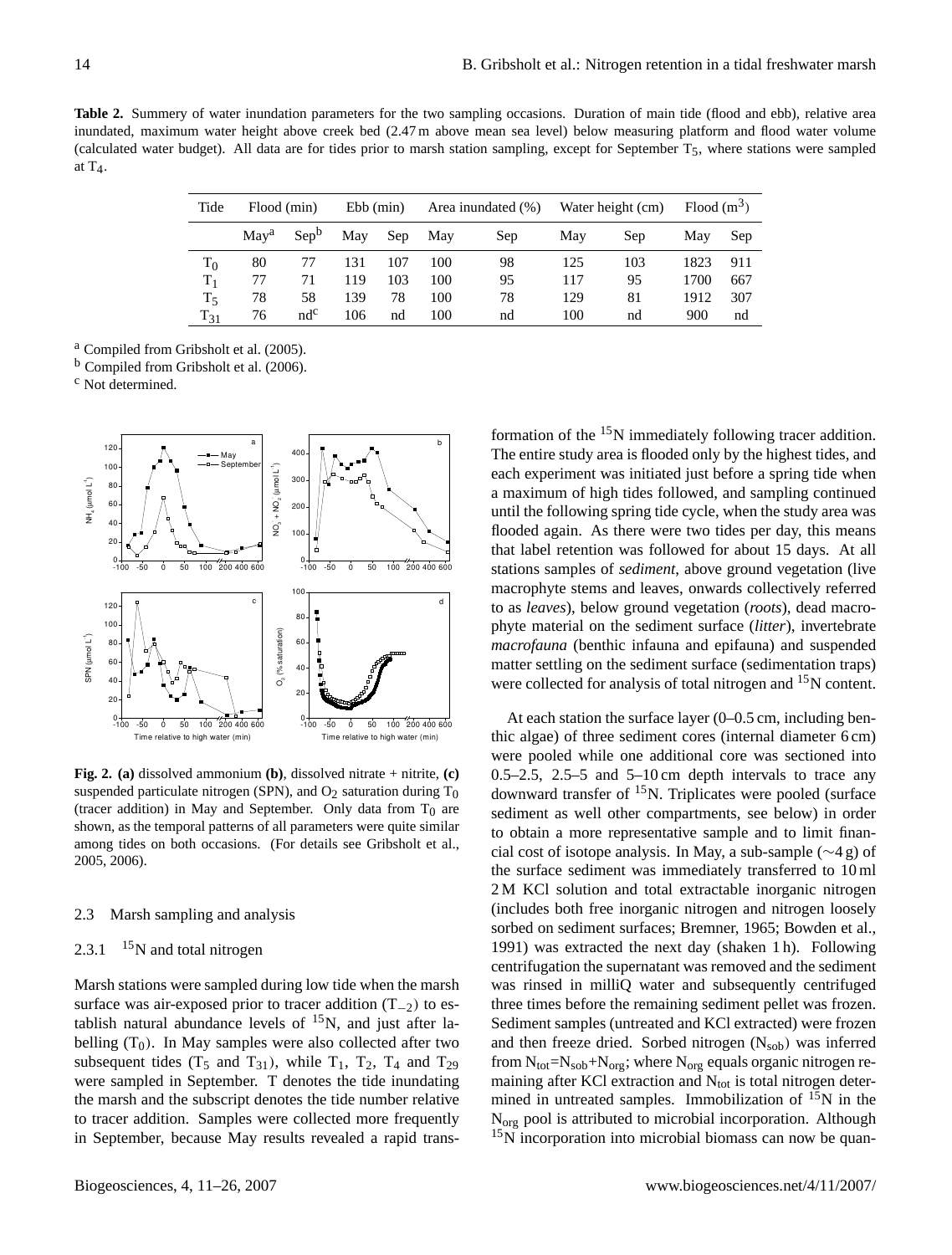**Table 2.** Summery of water inundation parameters for the two sampling occasions. Duration of main tide (flood and ebb), relative area inundated, maximum water height above creek bed (2.47 m above mean sea level) below measuring platform and flood water volume (calculated water budget). All data are for tides prior to marsh station sampling, except for September $T_5$, where stations were sampled at $T_4$.

| Tide | Flood (min) | | Ebb (min) | | Area inundated (%) | | Water height (cm) | | Flood ($m^3$) | |
|---|---|---|---|---|---|---|---|---|---|---|
| | May[a] | Sep[b] | May | Sep | May | Sep | May | Sep | May | Sep |
| $T_0$ | 80 | 77 | 131 | 107 | 100 | 98 | 125 | 103 | 1823 | 911 |
| $T_1$ | 77 | 71 | 119 | 103 | 100 | 95 | 117 | 95 | 1700 | 667 |
| $T_5$ | 78 | 58 | 139 | 78 | 100 | 78 | 129 | 81 | 1912 | 307 |
| $T_{31}$ | 76 | nd[c] | 106 | nd | 100 | nd | 100 | nd | 900 | nd |

[a] Compiled from Gribsholt et al. (2005).
[b] Compiled from Gribsholt et al. (2006).
[c] Not determined.

**Fig. 2. (a)** dissolved ammonium **(b)**, dissolved nitrate + nitrite, **(c)** suspended particulate nitrogen (SPN), and $O_2$ saturation during $T_0$ (tracer addition) in May and September. Only data from $T_0$ are shown, as the temporal patterns of all parameters were quite similar among tides on both occasions. (For details see Gribsholt et al., 2005, 2006).

### 2.3 Marsh sampling and analysis

#### 2.3.1 $^{15}N$ and total nitrogen

Marsh stations were sampled during low tide when the marsh surface was air-exposed prior to tracer addition ($T_{-2}$) to establish natural abundance levels of $^{15}N$, and just after labelling ($T_0$). In May samples were also collected after two subsequent tides ($T_5$ and $T_{31}$), while $T_1$, $T_2$, $T_4$ and $T_{29}$ were sampled in September. T denotes the tide inundating the marsh and the subscript denotes the tide number relative to tracer addition. Samples were collected more frequently in September, because May results revealed a rapid transformation of the $^{15}N$ immediately following tracer addition. The entire study area is flooded only by the highest tides, and each experiment was initiated just before a spring tide when a maximum of high tides followed, and sampling continued until the following spring tide cycle, when the study area was flooded again. As there were two tides per day, this means that label retention was followed for about 15 days. At all stations samples of *sediment*, above ground vegetation (live macrophyte stems and leaves, onwards collectively referred to as *leaves*), below ground vegetation (*roots*), dead macrophyte material on the sediment surface (*litter*), invertebrate *macrofauna* (benthic infauna and epifauna) and suspended matter settling on the sediment surface (sedimentation traps) were collected for analysis of total nitrogen and $^{15}N$ content.

At each station the surface layer (0–0.5 cm, including benthic algae) of three sediment cores (internal diameter 6 cm) were pooled while one additional core was sectioned into 0.5–2.5, 2.5–5 and 5–10 cm depth intervals to trace any downward transfer of $^{15}N$. Triplicates were pooled (surface sediment as well other compartments, see below) in order to obtain a more representative sample and to limit financial cost of isotope analysis. In May, a sub-sample (∼4 g) of the surface sediment was immediately transferred to 10 ml 2 M KCl solution and total extractable inorganic nitrogen (includes both free inorganic nitrogen and nitrogen loosely sorbed on sediment surfaces; Bremner, 1965; Bowden et al., 1991) was extracted the next day (shaken 1 h). Following centrifugation the supernatant was removed and the sediment was rinsed in milliQ water and subsequently centrifuged three times before the remaining sediment pellet was frozen. Sediment samples (untreated and KCl extracted) were frozen and then freeze dried. Sorbed nitrogen ($N_{sob}$) was inferred from $N_{tot}=N_{sob}+N_{org}$; where $N_{org}$ equals organic nitrogen remaining after KCl extraction and $N_{tot}$ is total nitrogen determined in untreated samples. Immobilization of $^{15}N$ in the $N_{org}$ pool is attributed to microbial incorporation. Although $^{15}N$ incorporation into microbial biomass can now be quan-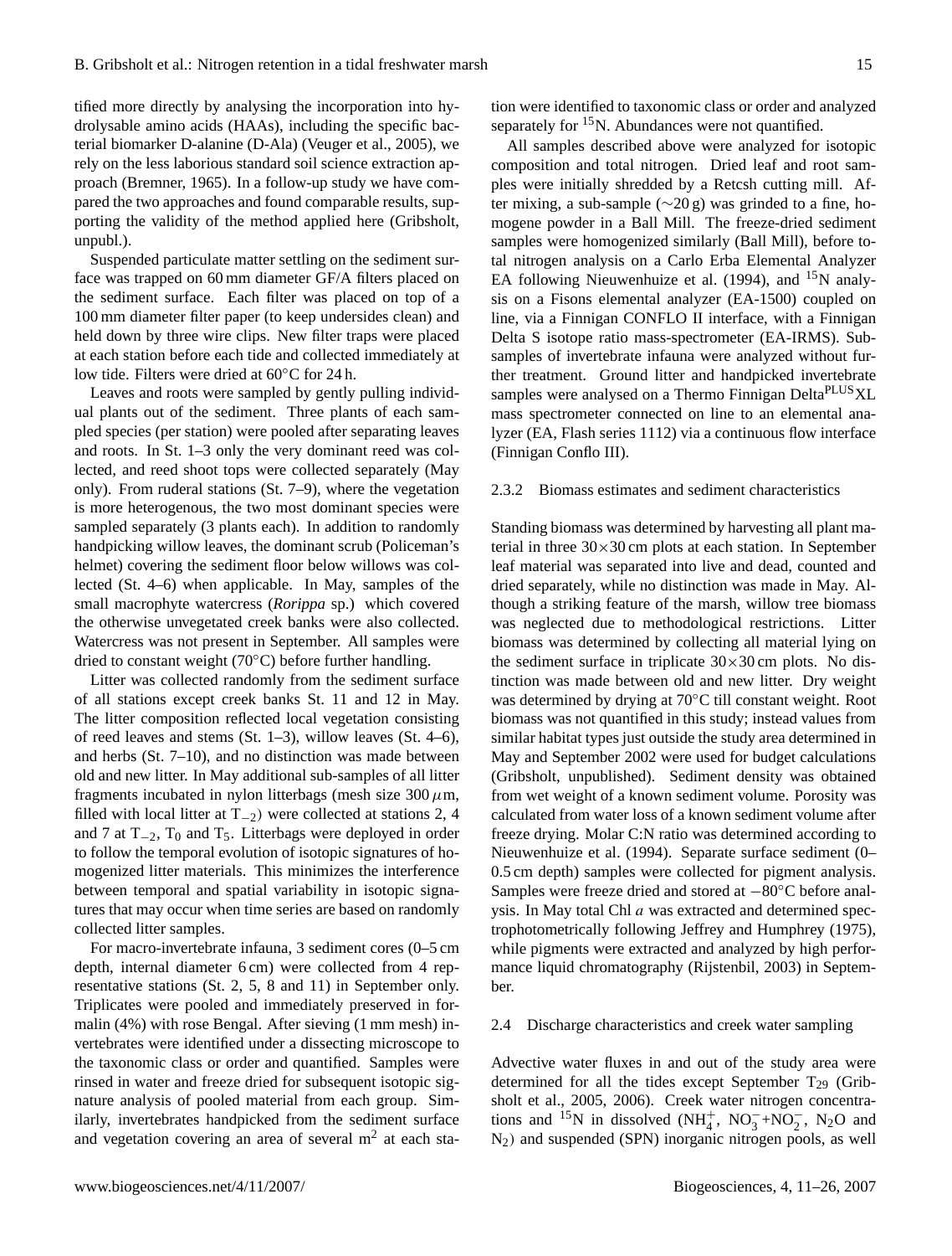tified more directly by analysing the incorporation into hydrolysable amino acids (HAAs), including the specific bacterial biomarker D-alanine (D-Ala) (Veuger et al., 2005), we rely on the less laborious standard soil science extraction approach (Bremner, 1965). In a follow-up study we have compared the two approaches and found comparable results, supporting the validity of the method applied here (Gribsholt, unpubl.).

Suspended particulate matter settling on the sediment surface was trapped on 60 mm diameter GF/A filters placed on the sediment surface. Each filter was placed on top of a 100 mm diameter filter paper (to keep undersides clean) and held down by three wire clips. New filter traps were placed at each station before each tide and collected immediately at low tide. Filters were dried at 60°C for 24 h.

Leaves and roots were sampled by gently pulling individual plants out of the sediment. Three plants of each sampled species (per station) were pooled after separating leaves and roots. In St. 1–3 only the very dominant reed was collected, and reed shoot tops were collected separately (May only). From ruderal stations (St. 7–9), where the vegetation is more heterogenous, the two most dominant species were sampled separately (3 plants each). In addition to randomly handpicking willow leaves, the dominant scrub (Policeman's helmet) covering the sediment floor below willows was collected (St. 4–6) when applicable. In May, samples of the small macrophyte watercress (*Rorippa* sp.) which covered the otherwise unvegetated creek banks were also collected. Watercress was not present in September. All samples were dried to constant weight (70°C) before further handling.

Litter was collected randomly from the sediment surface of all stations except creek banks St. 11 and 12 in May. The litter composition reflected local vegetation consisting of reed leaves and stems (St. 1–3), willow leaves (St. 4–6), and herbs (St. 7–10), and no distinction was made between old and new litter. In May additional sub-samples of all litter fragments incubated in nylon litterbags (mesh size 300 $\mu$m, filled with local litter at $T_{-2}$) were collected at stations 2, 4 and 7 at $T_{-2}$, $T_0$ and $T_5$. Litterbags were deployed in order to follow the temporal evolution of isotopic signatures of homogenized litter materials. This minimizes the interference between temporal and spatial variability in isotopic signatures that may occur when time series are based on randomly collected litter samples.

For macro-invertebrate infauna, 3 sediment cores (0–5 cm depth, internal diameter 6 cm) were collected from 4 representative stations (St. 2, 5, 8 and 11) in September only. Triplicates were pooled and immediately preserved in formalin (4%) with rose Bengal. After sieving (1 mm mesh) invertebrates were identified under a dissecting microscope to the taxonomic class or order and quantified. Samples were rinsed in water and freeze dried for subsequent isotopic signature analysis of pooled material from each group. Similarly, invertebrates handpicked from the sediment surface and vegetation covering an area of several m$^2$ at each station were identified to taxonomic class or order and analyzed separately for $^{15}$N. Abundances were not quantified.

All samples described above were analyzed for isotopic composition and total nitrogen. Dried leaf and root samples were initially shredded by a Retcsh cutting mill. After mixing, a sub-sample (~20 g) was grinded to a fine, homogene powder in a Ball Mill. The freeze-dried sediment samples were homogenized similarly (Ball Mill), before total nitrogen analysis on a Carlo Erba Elemental Analyzer EA following Nieuwenhuize et al. (1994), and $^{15}$N analysis on a Fisons elemental analyzer (EA-1500) coupled on line, via a Finnigan CONFLO II interface, with a Finnigan Delta S isotope ratio mass-spectrometer (EA-IRMS). Subsamples of invertebrate infauna were analyzed without further treatment. Ground litter and handpicked invertebrate samples were analysed on a Thermo Finnigan Delta$^{\text{PLUS}}$XL mass spectrometer connected on line to an elemental analyzer (EA, Flash series 1112) via a continuous flow interface (Finnigan Conflo III).

### 2.3.2 Biomass estimates and sediment characteristics

Standing biomass was determined by harvesting all plant material in three 30×30 cm plots at each station. In September leaf material was separated into live and dead, counted and dried separately, while no distinction was made in May. Although a striking feature of the marsh, willow tree biomass was neglected due to methodological restrictions. Litter biomass was determined by collecting all material lying on the sediment surface in triplicate 30×30 cm plots. No distinction was made between old and new litter. Dry weight was determined by drying at 70°C till constant weight. Root biomass was not quantified in this study; instead values from similar habitat types just outside the study area determined in May and September 2002 were used for budget calculations (Gribsholt, unpublished). Sediment density was obtained from wet weight of a known sediment volume. Porosity was calculated from water loss of a known sediment volume after freeze drying. Molar C:N ratio was determined according to Nieuwenhuize et al. (1994). Separate surface sediment (0–0.5 cm depth) samples were collected for pigment analysis. Samples were freeze dried and stored at −80°C before analysis. In May total Chl *a* was extracted and determined spectrophotometrically following Jeffrey and Humphrey (1975), while pigments were extracted and analyzed by high performance liquid chromatography (Rijstenbil, 2003) in September.

## 2.4 Discharge characteristics and creek water sampling

Advective water fluxes in and out of the study area were determined for all the tides except September $T_{29}$ (Gribsholt et al., 2005, 2006). Creek water nitrogen concentrations and $^{15}$N in dissolved ($NH_4^+$, $NO_3^-$+$NO_2^-$, $N_2O$ and $N_2$) and suspended (SPN) inorganic nitrogen pools, as well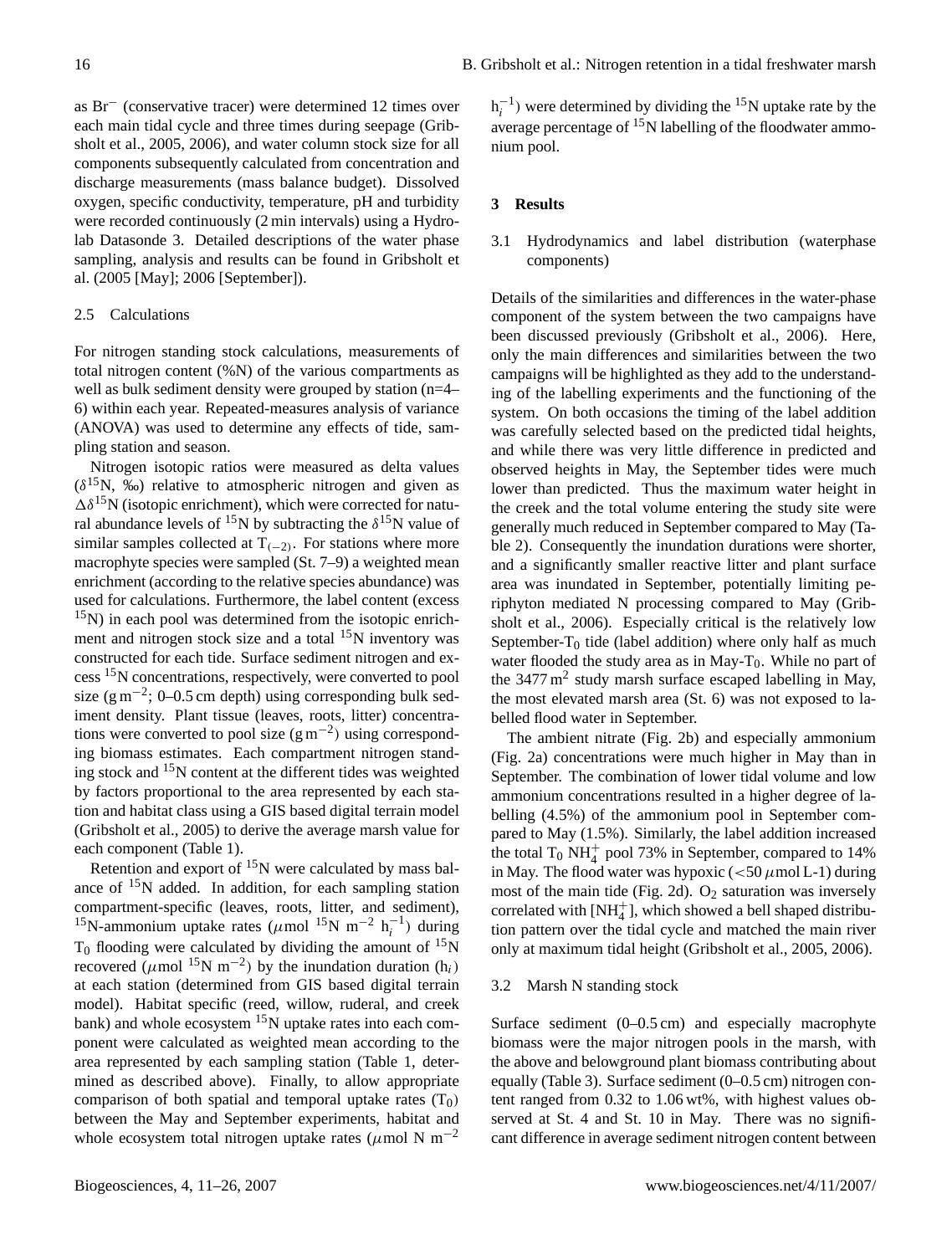as $Br^-$ (conservative tracer) were determined 12 times over each main tidal cycle and three times during seepage (Gribsholt et al., 2005, 2006), and water column stock size for all components subsequently calculated from concentration and discharge measurements (mass balance budget). Dissolved oxygen, specific conductivity, temperature, pH and turbidity were recorded continuously (2 min intervals) using a Hydrolab Datasonde 3. Detailed descriptions of the water phase sampling, analysis and results can be found in Gribsholt et al. (2005 [May]; 2006 [September]).

### 2.5 Calculations

For nitrogen standing stock calculations, measurements of total nitrogen content (%N) of the various compartments as well as bulk sediment density were grouped by station (n=4–6) within each year. Repeated-measures analysis of variance (ANOVA) was used to determine any effects of tide, sampling station and season.

Nitrogen isotopic ratios were measured as delta values ($\delta^{15}$N, ‰) relative to atmospheric nitrogen and given as $\Delta\delta^{15}$N (isotopic enrichment), which were corrected for natural abundance levels of $^{15}$N by subtracting the $\delta^{15}$N value of similar samples collected at $T_{(-2)}$. For stations where more macrophyte species were sampled (St. 7–9) a weighted mean enrichment (according to the relative species abundance) was used for calculations. Furthermore, the label content (excess $^{15}$N) in each pool was determined from the isotopic enrichment and nitrogen stock size and a total $^{15}$N inventory was constructed for each tide. Surface sediment nitrogen and excess $^{15}$N concentrations, respectively, were converted to pool size (g m$^{-2}$; 0–0.5 cm depth) using corresponding bulk sediment density. Plant tissue (leaves, roots, litter) concentrations were converted to pool size (g m$^{-2}$) using corresponding biomass estimates. Each compartment nitrogen standing stock and $^{15}$N content at the different tides was weighted by factors proportional to the area represented by each station and habitat class using a GIS based digital terrain model (Gribsholt et al., 2005) to derive the average marsh value for each component (Table 1).

Retention and export of $^{15}$N were calculated by mass balance of $^{15}$N added. In addition, for each sampling station compartment-specific (leaves, roots, litter, and sediment), $^{15}$N-ammonium uptake rates ($\mu$mol $^{15}$N m$^{-2}$ $h_i^{-1}$) during $T_0$ flooding were calculated by dividing the amount of $^{15}$N recovered ($\mu$mol $^{15}$N m$^{-2}$) by the inundation duration ($h_i$) at each station (determined from GIS based digital terrain model). Habitat specific (reed, willow, ruderal, and creek bank) and whole ecosystem $^{15}$N uptake rates into each component were calculated as weighted mean according to the area represented by each sampling station (Table 1, determined as described above). Finally, to allow appropriate comparison of both spatial and temporal uptake rates ($T_0$) between the May and September experiments, habitat and whole ecosystem total nitrogen uptake rates ($\mu$mol N m$^{-2}$ $h_i^{-1}$) were determined by dividing the $^{15}$N uptake rate by the average percentage of $^{15}$N labelling of the floodwater ammonium pool.

## 3 Results

### 3.1 Hydrodynamics and label distribution (waterphase components)

Details of the similarities and differences in the water-phase component of the system between the two campaigns have been discussed previously (Gribsholt et al., 2006). Here, only the main differences and similarities between the two campaigns will be highlighted as they add to the understanding of the labelling experiments and the functioning of the system. On both occasions the timing of the label addition was carefully selected based on the predicted tidal heights, and while there was very little difference in predicted and observed heights in May, the September tides were much lower than predicted. Thus the maximum water height in the creek and the total volume entering the study site were generally much reduced in September compared to May (Table 2). Consequently the inundation durations were shorter, and a significantly smaller reactive litter and plant surface area was inundated in September, potentially limiting periphyton mediated N processing compared to May (Gribsholt et al., 2006). Especially critical is the relatively low September-$T_0$ tide (label addition) where only half as much water flooded the study area as in May-$T_0$. While no part of the 3477 m$^2$ study marsh surface escaped labelling in May, the most elevated marsh area (St. 6) was not exposed to labelled flood water in September.

The ambient nitrate (Fig. 2b) and especially ammonium (Fig. 2a) concentrations were much higher in May than in September. The combination of lower tidal volume and low ammonium concentrations resulted in a higher degree of labelling (4.5%) of the ammonium pool in September compared to May (1.5%). Similarly, the label addition increased the total $T_0$ $NH_4^+$ pool 73% in September, compared to 14% in May. The flood water was hypoxic (<50 $\mu$mol L-1) during most of the main tide (Fig. 2d). $O_2$ saturation was inversely correlated with [$NH_4^+$], which showed a bell shaped distribution pattern over the tidal cycle and matched the main river only at maximum tidal height (Gribsholt et al., 2005, 2006).

### 3.2 Marsh N standing stock

Surface sediment (0–0.5 cm) and especially macrophyte biomass were the major nitrogen pools in the marsh, with the above and belowground plant biomass contributing about equally (Table 3). Surface sediment (0–0.5 cm) nitrogen content ranged from 0.32 to 1.06 wt%, with highest values observed at St. 4 and St. 10 in May. There was no significant difference in average sediment nitrogen content between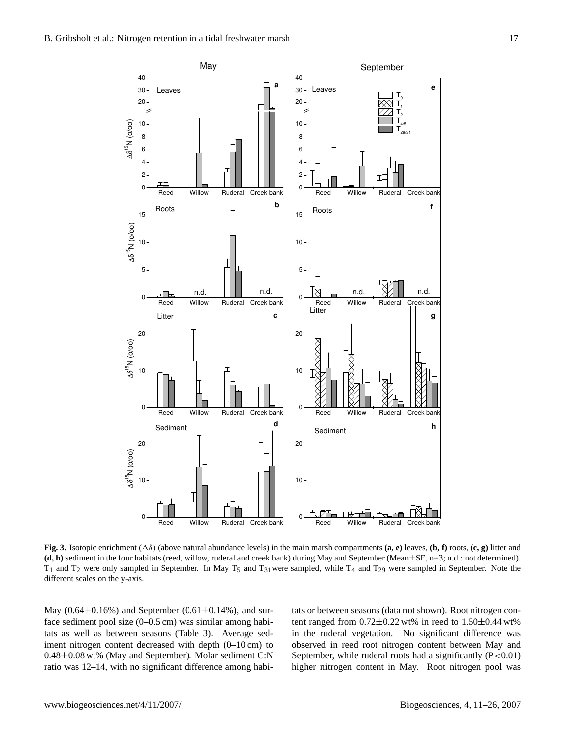**Fig. 3.** Isotopic enrichment ($\Delta\delta$) (above natural abundance levels) in the main marsh compartments **(a, e)** leaves, **(b, f)** roots, **(c, g)** litter and **(d, h)** sediment in the four habitats (reed, willow, ruderal and creek bank) during May and September (Mean±SE, n=3; n.d.: not determined). $T_1$ and $T_2$ were only sampled in September. In May $T_5$ and $T_{31}$ were sampled, while $T_4$ and $T_{29}$ were sampled in September. Note the different scales on the y-axis.

May (0.64±0.16%) and September (0.61±0.14%), and surface sediment pool size (0–0.5 cm) was similar among habitats as well as between seasons (Table 3). Average sediment nitrogen content decreased with depth (0–10 cm) to 0.48±0.08 wt% (May and September). Molar sediment C:N ratio was 12–14, with no significant difference among habitats or between seasons (data not shown). Root nitrogen content ranged from 0.72±0.22 wt% in reed to 1.50±0.44 wt% in the ruderal vegetation. No significant difference was observed in reed root nitrogen content between May and September, while ruderal roots had a significantly ($P<0.01$) higher nitrogen content in May. Root nitrogen pool was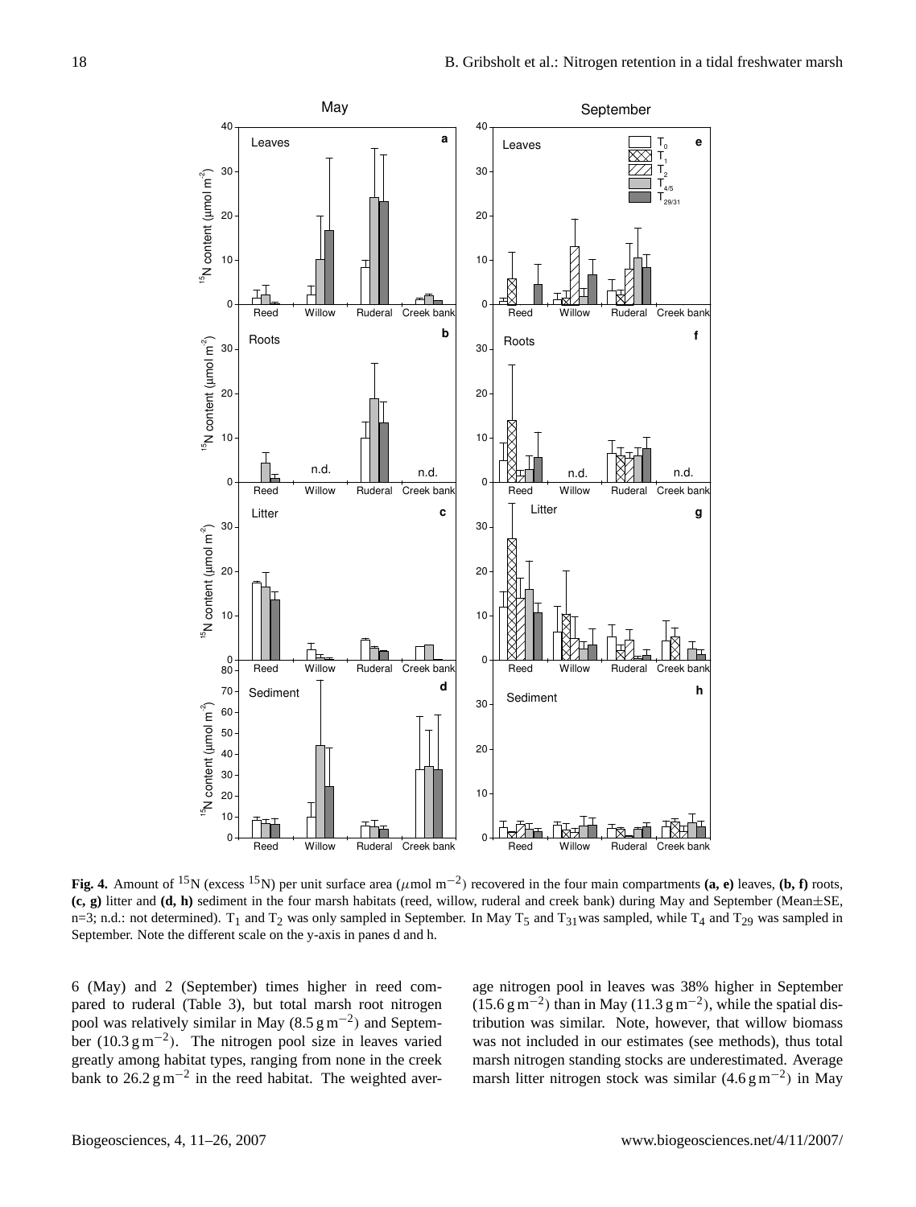**Fig. 4.** Amount of $^{15}$N (excess $^{15}$N) per unit surface area ($\mu$mol m$^{-2}$) recovered in the four main compartments **(a, e)** leaves, **(b, f)** roots, **(c, g)** litter and **(d, h)** sediment in the four marsh habitats (reed, willow, ruderal and creek bank) during May and September (Mean±SE, n=3; n.d.: not determined). $T_1$ and $T_2$ was only sampled in September. In May $T_5$ and $T_{31}$ was sampled, while $T_4$ and $T_{29}$ was sampled in September. Note the different scale on the y-axis in panes d and h.

6 (May) and 2 (September) times higher in reed compared to ruderal (Table 3), but total marsh root nitrogen pool was relatively similar in May (8.5 g m$^{-2}$) and September (10.3 g m$^{-2}$). The nitrogen pool size in leaves varied greatly among habitat types, ranging from none in the creek bank to 26.2 g m$^{-2}$ in the reed habitat. The weighted average nitrogen pool in leaves was 38% higher in September (15.6 g m$^{-2}$) than in May (11.3 g m$^{-2}$), while the spatial distribution was similar. Note, however, that willow biomass was not included in our estimates (see methods), thus total marsh nitrogen standing stocks are underestimated. Average marsh litter nitrogen stock was similar (4.6 g m$^{-2}$) in May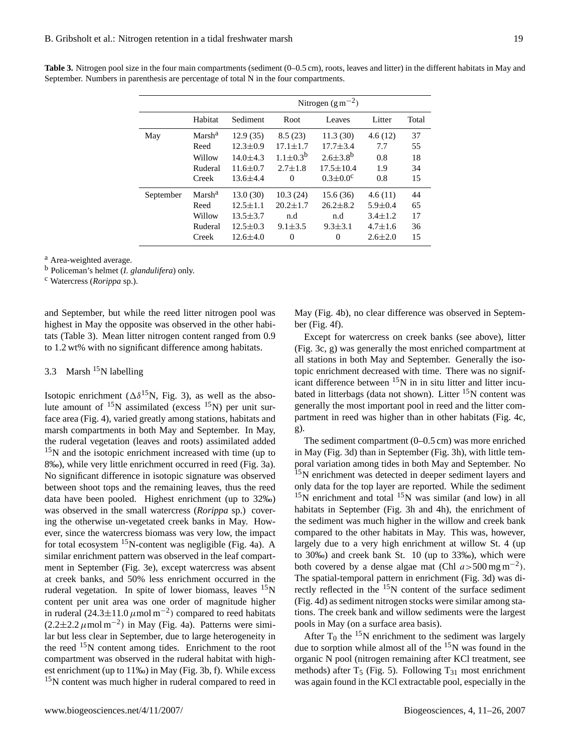**Table 3.** Nitrogen pool size in the four main compartments (sediment (0–0.5 cm), roots, leaves and litter) in the different habitats in May and September. Numbers in parenthesis are percentage of total N in the four compartments.

| | Habitat | Nitrogen ($g\,m^{-2}$) | | | | |
|---|---|---|---|---|---|---|
| | | Sediment | Root | Leaves | Litter | Total |
| May | Marsh[a] | 12.9 (35) | 8.5 (23) | 11.3 (30) | 4.6 (12) | 37 |
| | Reed | 12.3±0.9 | 17.1±1.7 | 17.7±3.4 | 7.7 | 55 |
| | Willow | 14.0±4.3 | 1.1±0.3[b] | 2.6±3.8[b] | 0.8 | 18 |
| | Ruderal | 11.6±0.7 | 2.7±1.8 | 17.5±10.4 | 1.9 | 34 |
| | Creek | 13.6±4.4 | 0 | 0.3±0.0[c] | 0.8 | 15 |
| September | Marsh[a] | 13.0 (30) | 10.3 (24) | 15.6 (36) | 4.6 (11) | 44 |
| | Reed | 12.5±1.1 | 20.2±1.7 | 26.2±8.2 | 5.9±0.4 | 65 |
| | Willow | 13.5±3.7 | n.d | n.d | 3.4±1.2 | 17 |
| | Ruderal | 12.5±0.3 | 9.1±3.5 | 9.3±3.1 | 4.7±1.6 | 36 |
| | Creek | 12.6±4.0 | 0 | 0 | 2.6±2.0 | 15 |

[a] Area-weighted average.
[b] Policeman's helmet (*I. glandulifera*) only.
[c] Watercress (*Rorippa* sp.).

and September, but while the reed litter nitrogen pool was highest in May the opposite was observed in the other habitats (Table 3). Mean litter nitrogen content ranged from 0.9 to 1.2 wt% with no significant difference among habitats.

### 3.3 Marsh $^{15}N$ labelling

Isotopic enrichment ($\Delta\delta^{15}N$, Fig. 3), as well as the absolute amount of $^{15}N$ assimilated (excess $^{15}N$) per unit surface area (Fig. 4), varied greatly among stations, habitats and marsh compartments in both May and September. In May, the ruderal vegetation (leaves and roots) assimilated added $^{15}N$ and the isotopic enrichment increased with time (up to 8‰), while very little enrichment occurred in reed (Fig. 3a). No significant difference in isotopic signature was observed between shoot tops and the remaining leaves, thus the reed data have been pooled. Highest enrichment (up to 32‰) was observed in the small watercress (*Rorippa* sp.) covering the otherwise un-vegetated creek banks in May. However, since the watercress biomass was very low, the impact for total ecosystem $^{15}N$-content was negligible (Fig. 4a). A similar enrichment pattern was observed in the leaf compartment in September (Fig. 3e), except watercress was absent at creek banks, and 50% less enrichment occurred in the ruderal vegetation. In spite of lower biomass, leaves $^{15}N$ content per unit area was one order of magnitude higher in ruderal ($24.3\pm11.0\,\mu mol\,m^{-2}$) compared to reed habitats ($2.2\pm2.2\,\mu mol\,m^{-2}$) in May (Fig. 4a). Patterns were similar but less clear in September, due to large heterogeneity in the reed $^{15}N$ content among tides. Enrichment to the root compartment was observed in the ruderal habitat with highest enrichment (up to 11‰) in May (Fig. 3b, f). While excess $^{15}N$ content was much higher in ruderal compared to reed in May (Fig. 4b), no clear difference was observed in September (Fig. 4f).

Except for watercress on creek banks (see above), litter (Fig. 3c, g) was generally the most enriched compartment at all stations in both May and September. Generally the isotopic enrichment decreased with time. There was no significant difference between $^{15}N$ in in situ litter and litter incubated in litterbags (data not shown). Litter $^{15}N$ content was generally the most important pool in reed and the litter compartment in reed was higher than in other habitats (Fig. 4c, g).

The sediment compartment (0–0.5 cm) was more enriched in May (Fig. 3d) than in September (Fig. 3h), with little temporal variation among tides in both May and September. No $^{15}N$ enrichment was detected in deeper sediment layers and only data for the top layer are reported. While the sediment $^{15}N$ enrichment and total $^{15}N$ was similar (and low) in all habitats in September (Fig. 3h and 4h), the enrichment of the sediment was much higher in the willow and creek bank compared to the other habitats in May. This was, however, largely due to a very high enrichment at willow St. 4 (up to 30‰) and creek bank St. 10 (up to 33‰), which were both covered by a dense algae mat (Chl $a>500\,mg\,m^{-2}$). The spatial-temporal pattern in enrichment (Fig. 3d) was directly reflected in the $^{15}N$ content of the surface sediment (Fig. 4d) as sediment nitrogen stocks were similar among stations. The creek bank and willow sediments were the largest pools in May (on a surface area basis).

After $T_0$ the $^{15}N$ enrichment to the sediment was largely due to sorption while almost all of the $^{15}N$ was found in the organic N pool (nitrogen remaining after KCl treatment, see methods) after $T_5$ (Fig. 5). Following $T_{31}$ most enrichment was again found in the KCl extractable pool, especially in the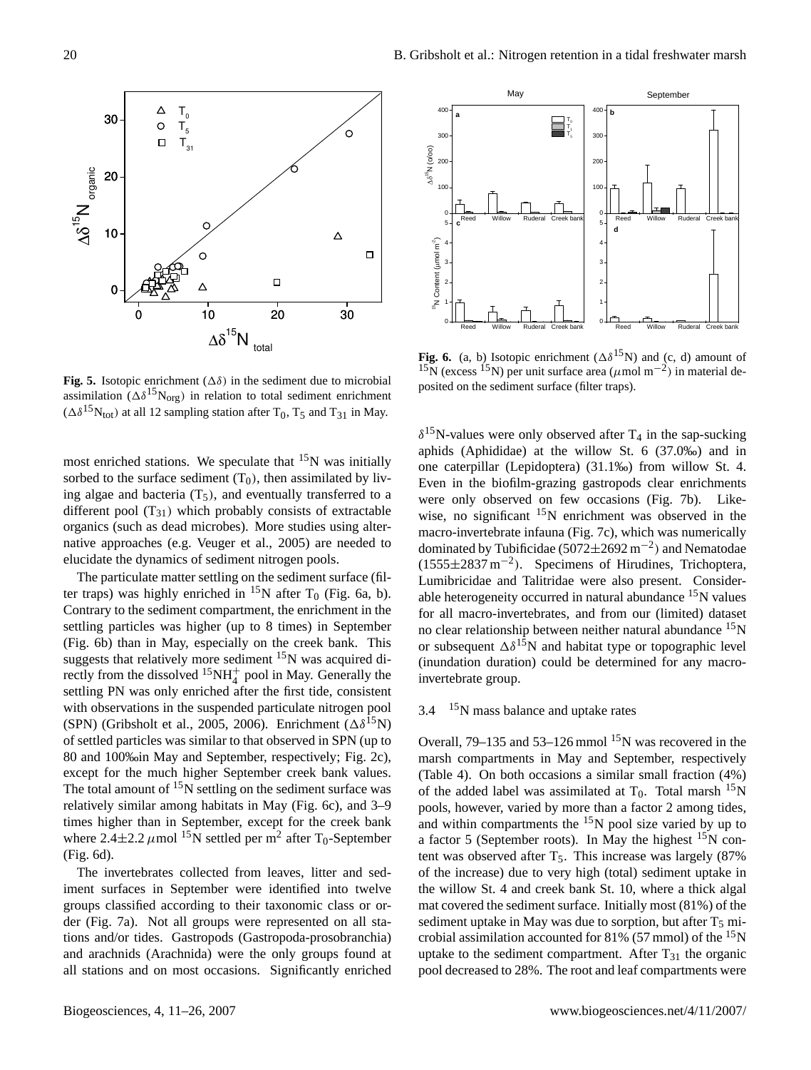**Fig. 5.** Isotopic enrichment ($\Delta\delta$) in the sediment due to microbial assimilation ($\Delta\delta^{15}N_{org}$) in relation to total sediment enrichment ($\Delta\delta^{15}N_{tot}$) at all 12 sampling station after $T_0$, $T_5$ and $T_{31}$ in May.

**Fig. 6.** (a, b) Isotopic enrichment ($\Delta\delta^{15}N$) and (c, d) amount of $^{15}N$ (excess $^{15}N$) per unit surface area ($\mu$mol m$^{-2}$) in material deposited on the sediment surface (filter traps).

most enriched stations. We speculate that $^{15}N$ was initially sorbed to the surface sediment ($T_0$), then assimilated by living algae and bacteria ($T_5$), and eventually transferred to a different pool ($T_{31}$) which probably consists of extractable organics (such as dead microbes). More studies using alternative approaches (e.g. Veuger et al., 2005) are needed to elucidate the dynamics of sediment nitrogen pools.

The particulate matter settling on the sediment surface (filter traps) was highly enriched in $^{15}N$ after $T_0$ (Fig. 6a, b). Contrary to the sediment compartment, the enrichment in the settling particles was higher (up to 8 times) in September (Fig. 6b) than in May, especially on the creek bank. This suggests that relatively more sediment $^{15}N$ was acquired directly from the dissolved $^{15}NH_4^+$ pool in May. Generally the settling PN was only enriched after the first tide, consistent with observations in the suspended particulate nitrogen pool (SPN) (Gribsholt et al., 2005, 2006). Enrichment ($\Delta\delta^{15}N$) of settled particles was similar to that observed in SPN (up to 80 and 100‰in May and September, respectively; Fig. 2c), except for the much higher September creek bank values. The total amount of $^{15}N$ settling on the sediment surface was relatively similar among habitats in May (Fig. 6c), and 3–9 times higher than in September, except for the creek bank where 2.4±2.2 $\mu$mol $^{15}N$ settled per m$^2$ after $T_0$-September (Fig. 6d).

The invertebrates collected from leaves, litter and sediment surfaces in September were identified into twelve groups classified according to their taxonomic class or order (Fig. 7a). Not all groups were represented on all stations and/or tides. Gastropods (Gastropoda-prosobranchia) and arachnids (Arachnida) were the only groups found at all stations and on most occasions. Significantly enriched $\delta^{15}N$-values were only observed after $T_4$ in the sap-sucking aphids (Aphididae) at the willow St. 6 (37.0‰) and in one caterpillar (Lepidoptera) (31.1‰) from willow St. 4. Even in the biofilm-grazing gastropods clear enrichments were only observed on few occasions (Fig. 7b). Likewise, no significant $^{15}N$ enrichment was observed in the macro-invertebrate infauna (Fig. 7c), which was numerically dominated by Tubificidae (5072±2692 m$^{-2}$) and Nematodae (1555±2837 m$^{-2}$). Specimens of Hirudines, Trichoptera, Lumibricidae and Talitridae were also present. Considerable heterogeneity occurred in natural abundance $^{15}N$ values for all macro-invertebrates, and from our (limited) dataset no clear relationship between neither natural abundance $^{15}N$ or subsequent $\Delta\delta^{15}N$ and habitat type or topographic level (inundation duration) could be determined for any macro-invertebrate group.

### 3.4 $^{15}N$ mass balance and uptake rates

Overall, 79–135 and 53–126 mmol $^{15}N$ was recovered in the marsh compartments in May and September, respectively (Table 4). On both occasions a similar small fraction (4%) of the added label was assimilated at $T_0$. Total marsh $^{15}N$ pools, however, varied by more than a factor 2 among tides, and within compartments the $^{15}N$ pool size varied by up to a factor 5 (September roots). In May the highest $^{15}N$ content was observed after $T_5$. This increase was largely (87% of the increase) due to very high (total) sediment uptake in the willow St. 4 and creek bank St. 10, where a thick algal mat covered the sediment surface. Initially most (81%) of the sediment uptake in May was due to sorption, but after $T_5$ microbial assimilation accounted for 81% (57 mmol) of the $^{15}N$ uptake to the sediment compartment. After $T_{31}$ the organic pool decreased to 28%. The root and leaf compartments were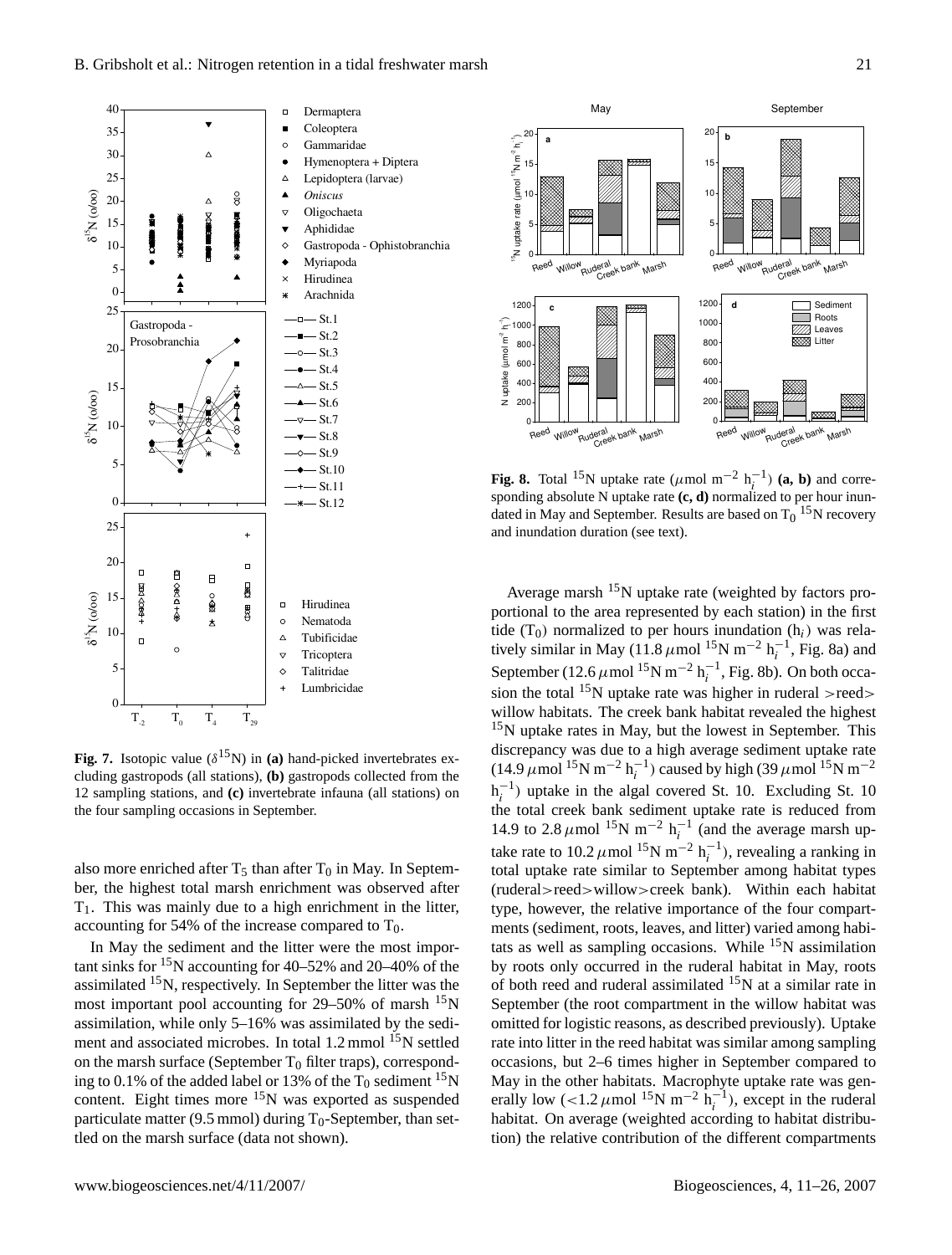**Fig. 7.** Isotopic value ($\delta^{15}$N) in **(a)** hand-picked invertebrates excluding gastropods (all stations), **(b)** gastropods collected from the 12 sampling stations, and **(c)** invertebrate infauna (all stations) on the four sampling occasions in September.

**Fig. 8.** Total $^{15}$N uptake rate ($\mu$mol m$^{-2}$ h$_i^{-1}$) **(a, b)** and corresponding absolute N uptake rate **(c, d)** normalized to per hour inundated in May and September. Results are based on $T_0$ $^{15}$N recovery and inundation duration (see text).

also more enriched after $T_5$ than after $T_0$ in May. In September, the highest total marsh enrichment was observed after $T_1$. This was mainly due to a high enrichment in the litter, accounting for 54% of the increase compared to $T_0$.

In May the sediment and the litter were the most important sinks for $^{15}$N accounting for 40–52% and 20–40% of the assimilated $^{15}$N, respectively. In September the litter was the most important pool accounting for 29–50% of marsh $^{15}$N assimilation, while only 5–16% was assimilated by the sediment and associated microbes. In total 1.2 mmol $^{15}$N settled on the marsh surface (September $T_0$ filter traps), corresponding to 0.1% of the added label or 13% of the $T_0$ sediment $^{15}$N content. Eight times more $^{15}$N was exported as suspended particulate matter (9.5 mmol) during $T_0$-September, than settled on the marsh surface (data not shown).

Average marsh $^{15}$N uptake rate (weighted by factors proportional to the area represented by each station) in the first tide ($T_0$) normalized to per hours inundation ($h_i$) was relatively similar in May (11.8 $\mu$mol $^{15}$N m$^{-2}$ h$_i^{-1}$, Fig. 8a) and September (12.6 $\mu$mol $^{15}$N m$^{-2}$ h$_i^{-1}$, Fig. 8b). On both occasion the total $^{15}$N uptake rate was higher in ruderal >reed> willow habitats. The creek bank habitat revealed the highest $^{15}$N uptake rates in May, but the lowest in September. This discrepancy was due to a high average sediment uptake rate (14.9 $\mu$mol $^{15}$N m$^{-2}$ h$_i^{-1}$) caused by high (39 $\mu$mol $^{15}$N m$^{-2}$ h$_i^{-1}$) uptake in the algal covered St. 10. Excluding St. 10 the total creek bank sediment uptake rate is reduced from 14.9 to 2.8 $\mu$mol $^{15}$N m$^{-2}$ h$_i^{-1}$ (and the average marsh uptake rate to 10.2 $\mu$mol $^{15}$N m$^{-2}$ h$_i^{-1}$), revealing a ranking in total uptake rate similar to September among habitat types (ruderal>reed>willow>creek bank). Within each habitat type, however, the relative importance of the four compartments (sediment, roots, leaves, and litter) varied among habitats as well as sampling occasions. While $^{15}$N assimilation by roots only occurred in the ruderal habitat in May, roots of both reed and ruderal assimilated $^{15}$N at a similar rate in September (the root compartment in the willow habitat was omitted for logistic reasons, as described previously). Uptake rate into litter in the reed habitat was similar among sampling occasions, but 2–6 times higher in September compared to May in the other habitats. Macrophyte uptake rate was generally low (<1.2 $\mu$mol $^{15}$N m$^{-2}$ h$_i^{-1}$), except in the ruderal habitat. On average (weighted according to habitat distribution) the relative contribution of the different compartments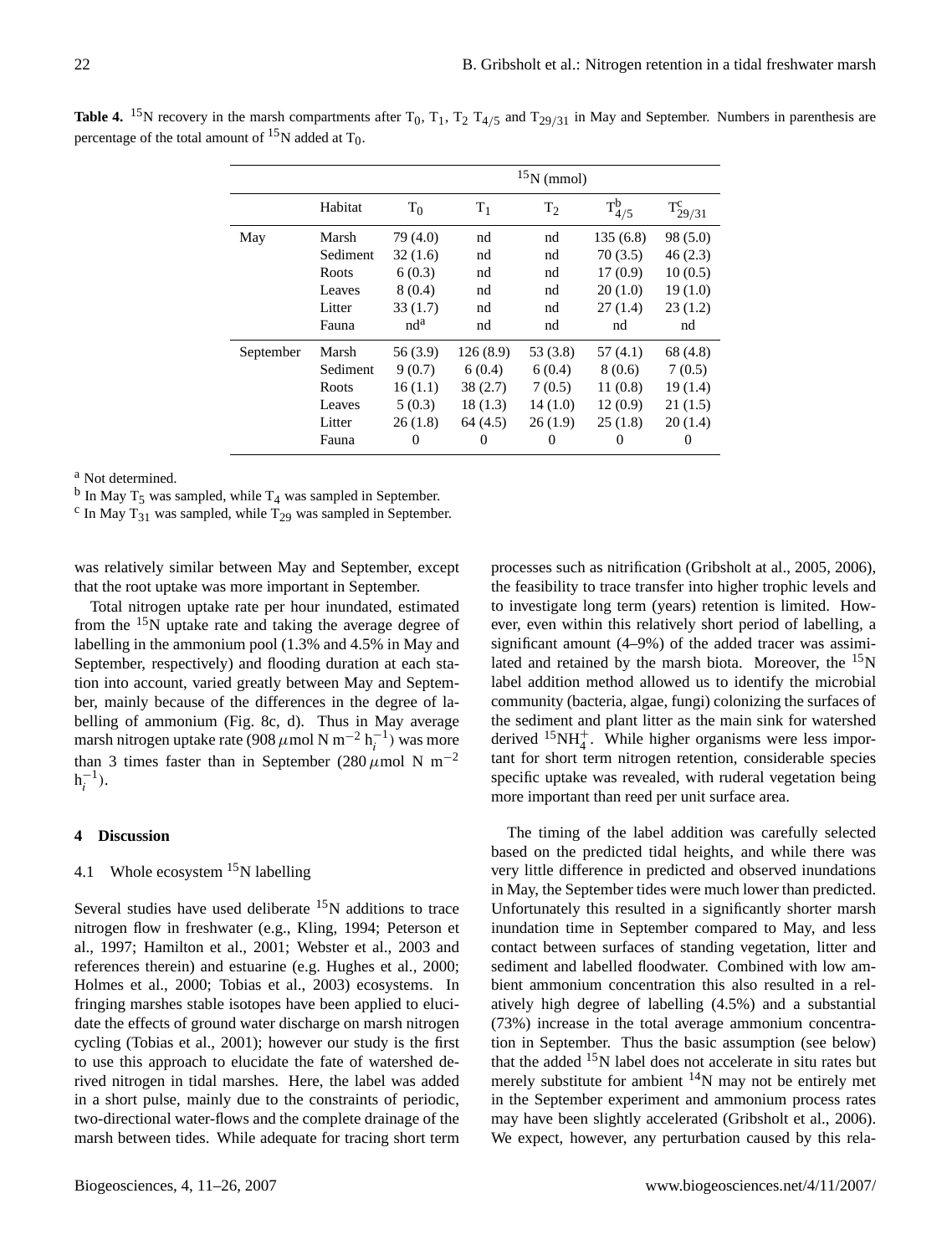**Table 4.** $^{15}N$ recovery in the marsh compartments after $T_0$, $T_1$, $T_2$ $T_{4/5}$ and $T_{29/31}$ in May and September. Numbers in parenthesis are percentage of the total amount of $^{15}N$ added at $T_0$.

| | Habitat | $^{15}N$ (mmol) | | | | |
|---|---|---|---|---|---|---|
| | | $T_0$ | $T_1$ | $T_2$ | $T_{4/5}^{b}$ | $T_{29/31}^{c}$ |
| May | Marsh | 79 (4.0) | nd | nd | 135 (6.8) | 98 (5.0) |
| | Sediment | 32 (1.6) | nd | nd | 70 (3.5) | 46 (2.3) |
| | Roots | 6 (0.3) | nd | nd | 17 (0.9) | 10 (0.5) |
| | Leaves | 8 (0.4) | nd | nd | 20 (1.0) | 19 (1.0) |
| | Litter | 33 (1.7) | nd | nd | 27 (1.4) | 23 (1.2) |
| | Fauna | nd[a] | nd | nd | nd | nd |
| September | Marsh | 56 (3.9) | 126 (8.9) | 53 (3.8) | 57 (4.1) | 68 (4.8) |
| | Sediment | 9 (0.7) | 6 (0.4) | 6 (0.4) | 8 (0.6) | 7 (0.5) |
| | Roots | 16 (1.1) | 38 (2.7) | 7 (0.5) | 11 (0.8) | 19 (1.4) |
| | Leaves | 5 (0.3) | 18 (1.3) | 14 (1.0) | 12 (0.9) | 21 (1.5) |
| | Litter | 26 (1.8) | 64 (4.5) | 26 (1.9) | 25 (1.8) | 20 (1.4) |
| | Fauna | 0 | 0 | 0 | 0 | 0 |

[a] Not determined.

[b] In May $T_5$ was sampled, while $T_4$ was sampled in September.

[c] In May $T_{31}$ was sampled, while $T_{29}$ was sampled in September.

was relatively similar between May and September, except that the root uptake was more important in September.

Total nitrogen uptake rate per hour inundated, estimated from the $^{15}N$ uptake rate and taking the average degree of labelling in the ammonium pool (1.3% and 4.5% in May and September, respectively) and flooding duration at each station into account, varied greatly between May and September, mainly because of the differences in the degree of labelling of ammonium (Fig. 8c, d). Thus in May average marsh nitrogen uptake rate (908 $\mu$mol N m$^{-2}$ h$_i^{-1}$) was more than 3 times faster than in September (280 $\mu$mol N m$^{-2}$ h$_i^{-1}$).

## 4 Discussion

### 4.1 Whole ecosystem $^{15}N$ labelling

Several studies have used deliberate $^{15}N$ additions to trace nitrogen flow in freshwater (e.g., Kling, 1994; Peterson et al., 1997; Hamilton et al., 2001; Webster et al., 2003 and references therein) and estuarine (e.g. Hughes et al., 2000; Holmes et al., 2000; Tobias et al., 2003) ecosystems. In fringing marshes stable isotopes have been applied to elucidate the effects of ground water discharge on marsh nitrogen cycling (Tobias et al., 2001); however our study is the first to use this approach to elucidate the fate of watershed derived nitrogen in tidal marshes. Here, the label was added in a short pulse, mainly due to the constraints of periodic, two-directional water-flows and the complete drainage of the marsh between tides. While adequate for tracing short term processes such as nitrification (Gribsholt at al., 2005, 2006), the feasibility to trace transfer into higher trophic levels and to investigate long term (years) retention is limited. However, even within this relatively short period of labelling, a significant amount (4–9%) of the added tracer was assimilated and retained by the marsh biota. Moreover, the $^{15}N$ label addition method allowed us to identify the microbial community (bacteria, algae, fungi) colonizing the surfaces of the sediment and plant litter as the main sink for watershed derived $^{15}NH_4^+$. While higher organisms were less important for short term nitrogen retention, considerable species specific uptake was revealed, with ruderal vegetation being more important than reed per unit surface area.

The timing of the label addition was carefully selected based on the predicted tidal heights, and while there was very little difference in predicted and observed inundations in May, the September tides were much lower than predicted. Unfortunately this resulted in a significantly shorter marsh inundation time in September compared to May, and less contact between surfaces of standing vegetation, litter and sediment and labelled floodwater. Combined with low ambient ammonium concentration this also resulted in a relatively high degree of labelling (4.5%) and a substantial (73%) increase in the total average ammonium concentration in September. Thus the basic assumption (see below) that the added $^{15}N$ label does not accelerate in situ rates but merely substitute for ambient $^{14}N$ may not be entirely met in the September experiment and ammonium process rates may have been slightly accelerated (Gribsholt et al., 2006). We expect, however, any perturbation caused by this rela-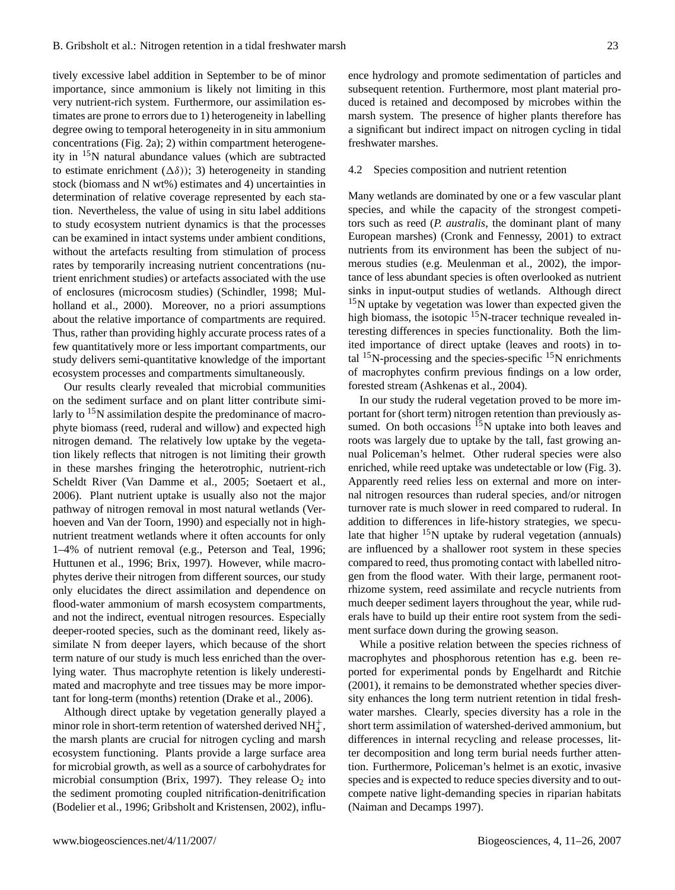tively excessive label addition in September to be of minor importance, since ammonium is likely not limiting in this very nutrient-rich system. Furthermore, our assimilation estimates are prone to errors due to 1) heterogeneity in labelling degree owing to temporal heterogeneity in in situ ammonium concentrations (Fig. 2a); 2) within compartment heterogeneity in $^{15}$N natural abundance values (which are subtracted to estimate enrichment ($\Delta\delta$)); 3) heterogeneity in standing stock (biomass and N wt%) estimates and 4) uncertainties in determination of relative coverage represented by each station. Nevertheless, the value of using in situ label additions to study ecosystem nutrient dynamics is that the processes can be examined in intact systems under ambient conditions, without the artefacts resulting from stimulation of process rates by temporarily increasing nutrient concentrations (nutrient enrichment studies) or artefacts associated with the use of enclosures (microcosm studies) (Schindler, 1998; Mulholland et al., 2000). Moreover, no a priori assumptions about the relative importance of compartments are required. Thus, rather than providing highly accurate process rates of a few quantitatively more or less important compartments, our study delivers semi-quantitative knowledge of the important ecosystem processes and compartments simultaneously.

Our results clearly revealed that microbial communities on the sediment surface and on plant litter contribute similarly to $^{15}$N assimilation despite the predominance of macrophyte biomass (reed, ruderal and willow) and expected high nitrogen demand. The relatively low uptake by the vegetation likely reflects that nitrogen is not limiting their growth in these marshes fringing the heterotrophic, nutrient-rich Scheldt River (Van Damme et al., 2005; Soetaert et al., 2006). Plant nutrient uptake is usually also not the major pathway of nitrogen removal in most natural wetlands (Verhoeven and Van der Toorn, 1990) and especially not in high-nutrient treatment wetlands where it often accounts for only 1–4% of nutrient removal (e.g., Peterson and Teal, 1996; Huttunen et al., 1996; Brix, 1997). However, while macrophytes derive their nitrogen from different sources, our study only elucidates the direct assimilation and dependence on flood-water ammonium of marsh ecosystem compartments, and not the indirect, eventual nitrogen resources. Especially deeper-rooted species, such as the dominant reed, likely assimilate N from deeper layers, which because of the short term nature of our study is much less enriched than the overlying water. Thus macrophyte retention is likely underestimated and macrophyte and tree tissues may be more important for long-term (months) retention (Drake et al., 2006).

Although direct uptake by vegetation generally played a minor role in short-term retention of watershed derived $NH_4^+$, the marsh plants are crucial for nitrogen cycling and marsh ecosystem functioning. Plants provide a large surface area for microbial growth, as well as a source of carbohydrates for microbial consumption (Brix, 1997). They release $O_2$ into the sediment promoting coupled nitrification-denitrification (Bodelier et al., 1996; Gribsholt and Kristensen, 2002), influence hydrology and promote sedimentation of particles and subsequent retention. Furthermore, most plant material produced is retained and decomposed by microbes within the marsh system. The presence of higher plants therefore has a significant but indirect impact on nitrogen cycling in tidal freshwater marshes.

### 4.2 Species composition and nutrient retention

Many wetlands are dominated by one or a few vascular plant species, and while the capacity of the strongest competitors such as reed (*P. australis*, the dominant plant of many European marshes) (Cronk and Fennessy, 2001) to extract nutrients from its environment has been the subject of numerous studies (e.g. Meulenman et al., 2002), the importance of less abundant species is often overlooked as nutrient sinks in input-output studies of wetlands. Although direct $^{15}$N uptake by vegetation was lower than expected given the high biomass, the isotopic $^{15}$N-tracer technique revealed interesting differences in species functionality. Both the limited importance of direct uptake (leaves and roots) in total $^{15}$N-processing and the species-specific $^{15}$N enrichments of macrophytes confirm previous findings on a low order, forested stream (Ashkenas et al., 2004).

In our study the ruderal vegetation proved to be more important for (short term) nitrogen retention than previously assumed. On both occasions $^{15}$N uptake into both leaves and roots was largely due to uptake by the tall, fast growing annual Policeman's helmet. Other ruderal species were also enriched, while reed uptake was undetectable or low (Fig. 3). Apparently reed relies less on external and more on internal nitrogen resources than ruderal species, and/or nitrogen turnover rate is much slower in reed compared to ruderal. In addition to differences in life-history strategies, we speculate that higher $^{15}$N uptake by ruderal vegetation (annuals) are influenced by a shallower root system in these species compared to reed, thus promoting contact with labelled nitrogen from the flood water. With their large, permanent root-rhizome system, reed assimilate and recycle nutrients from much deeper sediment layers throughout the year, while ruderals have to build up their entire root system from the sediment surface down during the growing season.

While a positive relation between the species richness of macrophytes and phosphorous retention has e.g. been reported for experimental ponds by Engelhardt and Ritchie (2001), it remains to be demonstrated whether species diversity enhances the long term nutrient retention in tidal freshwater marshes. Clearly, species diversity has a role in the short term assimilation of watershed-derived ammonium, but differences in internal recycling and release processes, litter decomposition and long term burial needs further attention. Furthermore, Policeman's helmet is an exotic, invasive species and is expected to reduce species diversity and to outcompete native light-demanding species in riparian habitats (Naiman and Decamps 1997).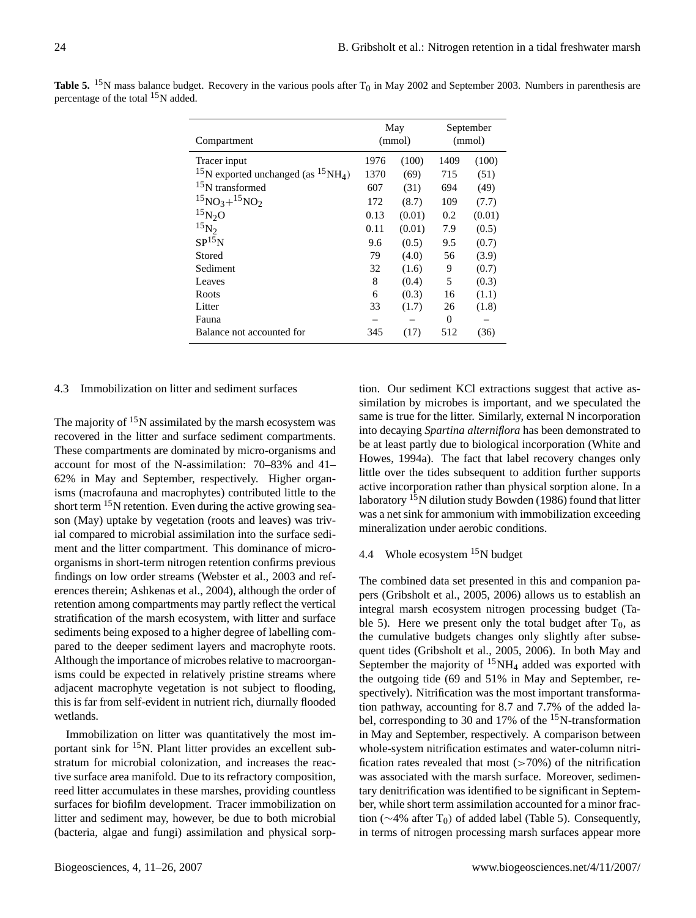**Table 5.** $^{15}N$ mass balance budget. Recovery in the various pools after $T_0$ in May 2002 and September 2003. Numbers in parenthesis are percentage of the total $^{15}N$ added.

| Compartment | May (mmol) | | September (mmol) | |
|---|---|---|---|---|
| Tracer input | 1976 | (100) | 1409 | (100) |
| $^{15}N$ exported unchanged (as $^{15}NH_4$) | 1370 | (69) | 715 | (51) |
| $^{15}N$ transformed | 607 | (31) | 694 | (49) |
| $^{15}NO_3$+$^{15}NO_2$ | 172 | (8.7) | 109 | (7.7) |
| $^{15}N_2O$ | 0.13 | (0.01) | 0.2 | (0.01) |
| $^{15}N_2$ | 0.11 | (0.01) | 7.9 | (0.5) |
| $SP^{15}N$ | 9.6 | (0.5) | 9.5 | (0.7) |
| Stored | 79 | (4.0) | 56 | (3.9) |
| Sediment | 32 | (1.6) | 9 | (0.7) |
| Leaves | 8 | (0.4) | 5 | (0.3) |
| Roots | 6 | (0.3) | 16 | (1.1) |
| Litter | 33 | (1.7) | 26 | (1.8) |
| Fauna | – | – | 0 | – |
| Balance not accounted for | 345 | (17) | 512 | (36) |

### 4.3 Immobilization on litter and sediment surfaces

The majority of $^{15}N$ assimilated by the marsh ecosystem was recovered in the litter and surface sediment compartments. These compartments are dominated by micro-organisms and account for most of the N-assimilation: 70–83% and 41–62% in May and September, respectively. Higher organisms (macrofauna and macrophytes) contributed little to the short term $^{15}N$ retention. Even during the active growing season (May) uptake by vegetation (roots and leaves) was trivial compared to microbial assimilation into the surface sediment and the litter compartment. This dominance of micro-organisms in short-term nitrogen retention confirms previous findings on low order streams (Webster et al., 2003 and references therein; Ashkenas et al., 2004), although the order of retention among compartments may partly reflect the vertical stratification of the marsh ecosystem, with litter and surface sediments being exposed to a higher degree of labelling compared to the deeper sediment layers and macrophyte roots. Although the importance of microbes relative to macroorganisms could be expected in relatively pristine streams where adjacent macrophyte vegetation is not subject to flooding, this is far from self-evident in nutrient rich, diurnally flooded wetlands.

Immobilization on litter was quantitatively the most important sink for $^{15}N$. Plant litter provides an excellent substratum for microbial colonization, and increases the reactive surface area manifold. Due to its refractory composition, reed litter accumulates in these marshes, providing countless surfaces for biofilm development. Tracer immobilization on litter and sediment may, however, be due to both microbial (bacteria, algae and fungi) assimilation and physical sorption. Our sediment KCl extractions suggest that active assimilation by microbes is important, and we speculated the same is true for the litter. Similarly, external N incorporation into decaying *Spartina alterniflora* has been demonstrated to be at least partly due to biological incorporation (White and Howes, 1994a). The fact that label recovery changes only little over the tides subsequent to addition further supports active incorporation rather than physical sorption alone. In a laboratory $^{15}N$ dilution study Bowden (1986) found that litter was a net sink for ammonium with immobilization exceeding mineralization under aerobic conditions.

### 4.4 Whole ecosystem $^{15}N$ budget

The combined data set presented in this and companion papers (Gribsholt et al., 2005, 2006) allows us to establish an integral marsh ecosystem nitrogen processing budget (Table 5). Here we present only the total budget after $T_0$, as the cumulative budgets changes only slightly after subsequent tides (Gribsholt et al., 2005, 2006). In both May and September the majority of $^{15}NH_4$ added was exported with the outgoing tide (69 and 51% in May and September, respectively). Nitrification was the most important transformation pathway, accounting for 8.7 and 7.7% of the added label, corresponding to 30 and 17% of the $^{15}N$-transformation in May and September, respectively. A comparison between whole-system nitrification estimates and water-column nitrification rates revealed that most (>70%) of the nitrification was associated with the marsh surface. Moreover, sedimentary denitrification was identified to be significant in September, while short term assimilation accounted for a minor fraction (~4% after $T_0$) of added label (Table 5). Consequently, in terms of nitrogen processing marsh surfaces appear more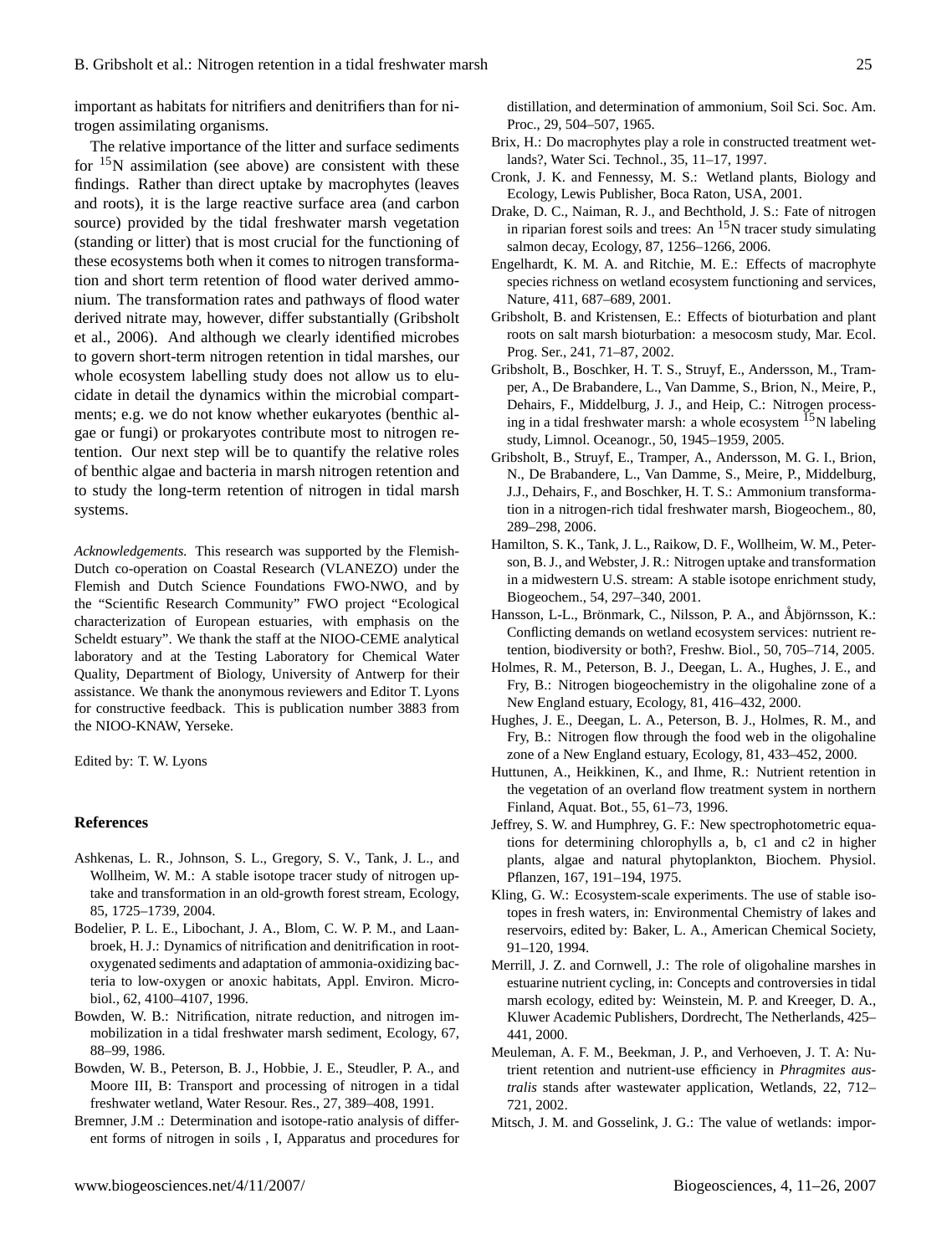important as habitats for nitrifiers and denitrifiers than for nitrogen assimilating organisms.

The relative importance of the litter and surface sediments for $^{15}$N assimilation (see above) are consistent with these findings. Rather than direct uptake by macrophytes (leaves and roots), it is the large reactive surface area (and carbon source) provided by the tidal freshwater marsh vegetation (standing or litter) that is most crucial for the functioning of these ecosystems both when it comes to nitrogen transformation and short term retention of flood water derived ammonium. The transformation rates and pathways of flood water derived nitrate may, however, differ substantially (Gribsholt et al., 2006). And although we clearly identified microbes to govern short-term nitrogen retention in tidal marshes, our whole ecosystem labelling study does not allow us to elucidate in detail the dynamics within the microbial compartments; e.g. we do not know whether eukaryotes (benthic algae or fungi) or prokaryotes contribute most to nitrogen retention. Our next step will be to quantify the relative roles of benthic algae and bacteria in marsh nitrogen retention and to study the long-term retention of nitrogen in tidal marsh systems.

*Acknowledgements.* This research was supported by the Flemish-Dutch co-operation on Coastal Research (VLANEZO) under the Flemish and Dutch Science Foundations FWO-NWO, and by the "Scientific Research Community" FWO project "Ecological characterization of European estuaries, with emphasis on the Scheldt estuary". We thank the staff at the NIOO-CEME analytical laboratory and at the Testing Laboratory for Chemical Water Quality, Department of Biology, University of Antwerp for their assistance. We thank the anonymous reviewers and Editor T. Lyons for constructive feedback. This is publication number 3883 from the NIOO-KNAW, Yerseke.

Edited by: T. W. Lyons

## References

Ashkenas, L. R., Johnson, S. L., Gregory, S. V., Tank, J. L., and Wollheim, W. M.: A stable isotope tracer study of nitrogen uptake and transformation in an old-growth forest stream, Ecology, 85, 1725–1739, 2004.

Bodelier, P. L. E., Libochant, J. A., Blom, C. W. P. M., and Laanbroek, H. J.: Dynamics of nitrification and denitrification in root-oxygenated sediments and adaptation of ammonia-oxidizing bacteria to low-oxygen or anoxic habitats, Appl. Environ. Microbiol., 62, 4100–4107, 1996.

Bowden, W. B.: Nitrification, nitrate reduction, and nitrogen immobilization in a tidal freshwater marsh sediment, Ecology, 67, 88–99, 1986.

Bowden, W. B., Peterson, B. J., Hobbie, J. E., Steudler, P. A., and Moore III, B: Transport and processing of nitrogen in a tidal freshwater wetland, Water Resour. Res., 27, 389–408, 1991.

Bremner, J.M .: Determination and isotope-ratio analysis of different forms of nitrogen in soils , I, Apparatus and procedures for distillation, and determination of ammonium, Soil Sci. Soc. Am. Proc., 29, 504–507, 1965.

Brix, H.: Do macrophytes play a role in constructed treatment wetlands?, Water Sci. Technol., 35, 11–17, 1997.

Cronk, J. K. and Fennessy, M. S.: Wetland plants, Biology and Ecology, Lewis Publisher, Boca Raton, USA, 2001.

Drake, D. C., Naiman, R. J., and Bechthold, J. S.: Fate of nitrogen in riparian forest soils and trees: An $^{15}$N tracer study simulating salmon decay, Ecology, 87, 1256–1266, 2006.

Engelhardt, K. M. A. and Ritchie, M. E.: Effects of macrophyte species richness on wetland ecosystem functioning and services, Nature, 411, 687–689, 2001.

Gribsholt, B. and Kristensen, E.: Effects of bioturbation and plant roots on salt marsh bioturbation: a mesocosm study, Mar. Ecol. Prog. Ser., 241, 71–87, 2002.

Gribsholt, B., Boschker, H. T. S., Struyf, E., Andersson, M., Tramper, A., De Brabandere, L., Van Damme, S., Brion, N., Meire, P., Dehairs, F., Middelburg, J. J., and Heip, C.: Nitrogen processing in a tidal freshwater marsh: a whole ecosystem $^{15}$N labeling study, Limnol. Oceanogr., 50, 1945–1959, 2005.

Gribsholt, B., Struyf, E., Tramper, A., Andersson, M. G. I., Brion, N., De Brabandere, L., Van Damme, S., Meire, P., Middelburg, J.J., Dehairs, F., and Boschker, H. T. S.: Ammonium transformation in a nitrogen-rich tidal freshwater marsh, Biogeochem., 80, 289–298, 2006.

Hamilton, S. K., Tank, J. L., Raikow, D. F., Wollheim, W. M., Peterson, B. J., and Webster, J. R.: Nitrogen uptake and transformation in a midwestern U.S. stream: A stable isotope enrichment study, Biogeochem., 54, 297–340, 2001.

Hansson, L-L., Brönmark, C., Nilsson, P. A., and Åbjörnsson, K.: Conflicting demands on wetland ecosystem services: nutrient retention, biodiversity or both?, Freshw. Biol., 50, 705–714, 2005.

Holmes, R. M., Peterson, B. J., Deegan, L. A., Hughes, J. E., and Fry, B.: Nitrogen biogeochemistry in the oligohaline zone of a New England estuary, Ecology, 81, 416–432, 2000.

Hughes, J. E., Deegan, L. A., Peterson, B. J., Holmes, R. M., and Fry, B.: Nitrogen flow through the food web in the oligohaline zone of a New England estuary, Ecology, 81, 433–452, 2000.

Huttunen, A., Heikkinen, K., and Ihme, R.: Nutrient retention in the vegetation of an overland flow treatment system in northern Finland, Aquat. Bot., 55, 61–73, 1996.

Jeffrey, S. W. and Humphrey, G. F.: New spectrophotometric equations for determining chlorophylls a, b, c1 and c2 in higher plants, algae and natural phytoplankton, Biochem. Physiol. Pflanzen, 167, 191–194, 1975.

Kling, G. W.: Ecosystem-scale experiments. The use of stable isotopes in fresh waters, in: Environmental Chemistry of lakes and reservoirs, edited by: Baker, L. A., American Chemical Society, 91–120, 1994.

Merrill, J. Z. and Cornwell, J.: The role of oligohaline marshes in estuarine nutrient cycling, in: Concepts and controversies in tidal marsh ecology, edited by: Weinstein, M. P. and Kreeger, D. A., Kluwer Academic Publishers, Dordrecht, The Netherlands, 425–441, 2000.

Meuleman, A. F. M., Beekman, J. P., and Verhoeven, J. T. A: Nutrient retention and nutrient-use efficiency in *Phragmites australis* stands after wastewater application, Wetlands, 22, 712–721, 2002.

Mitsch, J. M. and Gosselink, J. G.: The value of wetlands: impor-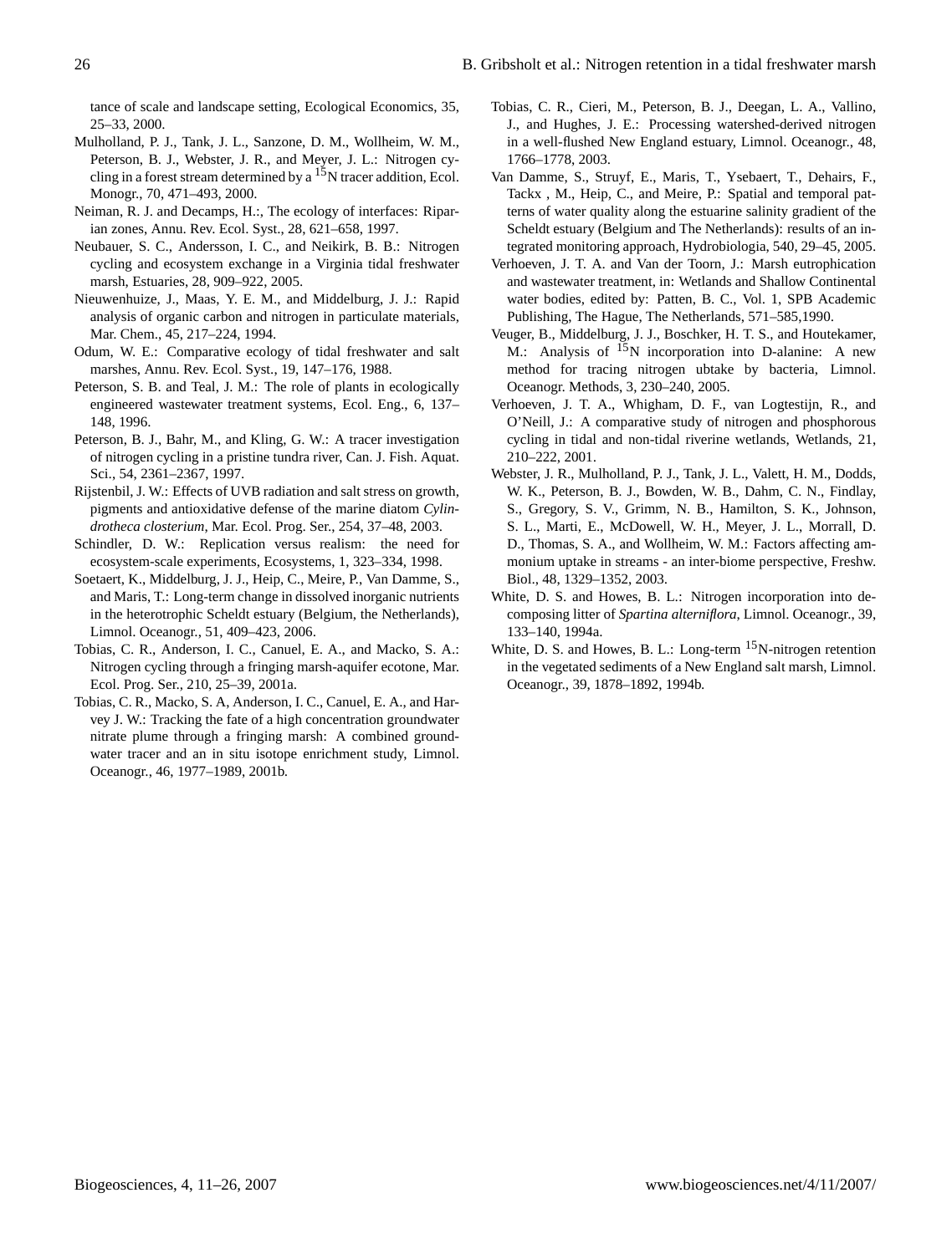tance of scale and landscape setting, Ecological Economics, 35, 25–33, 2000.

Mulholland, P. J., Tank, J. L., Sanzone, D. M., Wollheim, W. M., Peterson, B. J., Webster, J. R., and Meyer, J. L.: Nitrogen cycling in a forest stream determined by a $^{15}$N tracer addition, Ecol. Monogr., 70, 471–493, 2000.

Neiman, R. J. and Decamps, H.:, The ecology of interfaces: Riparian zones, Annu. Rev. Ecol. Syst., 28, 621–658, 1997.

Neubauer, S. C., Andersson, I. C., and Neikirk, B. B.: Nitrogen cycling and ecosystem exchange in a Virginia tidal freshwater marsh, Estuaries, 28, 909–922, 2005.

Nieuwenhuize, J., Maas, Y. E. M., and Middelburg, J. J.: Rapid analysis of organic carbon and nitrogen in particulate materials, Mar. Chem., 45, 217–224, 1994.

Odum, W. E.: Comparative ecology of tidal freshwater and salt marshes, Annu. Rev. Ecol. Syst., 19, 147–176, 1988.

Peterson, S. B. and Teal, J. M.: The role of plants in ecologically engineered wastewater treatment systems, Ecol. Eng., 6, 137–148, 1996.

Peterson, B. J., Bahr, M., and Kling, G. W.: A tracer investigation of nitrogen cycling in a pristine tundra river, Can. J. Fish. Aquat. Sci., 54, 2361–2367, 1997.

Rijstenbil, J. W.: Effects of UVB radiation and salt stress on growth, pigments and antioxidative defense of the marine diatom *Cylindrotheca closterium*, Mar. Ecol. Prog. Ser., 254, 37–48, 2003.

Schindler, D. W.: Replication versus realism: the need for ecosystem-scale experiments, Ecosystems, 1, 323–334, 1998.

Soetaert, K., Middelburg, J. J., Heip, C., Meire, P., Van Damme, S., and Maris, T.: Long-term change in dissolved inorganic nutrients in the heterotrophic Scheldt estuary (Belgium, the Netherlands), Limnol. Oceanogr., 51, 409–423, 2006.

Tobias, C. R., Anderson, I. C., Canuel, E. A., and Macko, S. A.: Nitrogen cycling through a fringing marsh-aquifer ecotone, Mar. Ecol. Prog. Ser., 210, 25–39, 2001a.

Tobias, C. R., Macko, S. A, Anderson, I. C., Canuel, E. A., and Harvey J. W.: Tracking the fate of a high concentration groundwater nitrate plume through a fringing marsh: A combined groundwater tracer and an in situ isotope enrichment study, Limnol. Oceanogr., 46, 1977–1989, 2001b.

Tobias, C. R., Cieri, M., Peterson, B. J., Deegan, L. A., Vallino, J., and Hughes, J. E.: Processing watershed-derived nitrogen in a well-flushed New England estuary, Limnol. Oceanogr., 48, 1766–1778, 2003.

Van Damme, S., Struyf, E., Maris, T., Ysebaert, T., Dehairs, F., Tackx , M., Heip, C., and Meire, P.: Spatial and temporal patterns of water quality along the estuarine salinity gradient of the Scheldt estuary (Belgium and The Netherlands): results of an integrated monitoring approach, Hydrobiologia, 540, 29–45, 2005.

Verhoeven, J. T. A. and Van der Toorn, J.: Marsh eutrophication and wastewater treatment, in: Wetlands and Shallow Continental water bodies, edited by: Patten, B. C., Vol. 1, SPB Academic Publishing, The Hague, The Netherlands, 571–585,1990.

Veuger, B., Middelburg, J. J., Boschker, H. T. S., and Houtekamer, M.: Analysis of $^{15}$N incorporation into D-alanine: A new method for tracing nitrogen ubtake by bacteria, Limnol. Oceanogr. Methods, 3, 230–240, 2005.

Verhoeven, J. T. A., Whigham, D. F., van Logtestijn, R., and O'Neill, J.: A comparative study of nitrogen and phosphorous cycling in tidal and non-tidal riverine wetlands, Wetlands, 21, 210–222, 2001.

Webster, J. R., Mulholland, P. J., Tank, J. L., Valett, H. M., Dodds, W. K., Peterson, B. J., Bowden, W. B., Dahm, C. N., Findlay, S., Gregory, S. V., Grimm, N. B., Hamilton, S. K., Johnson, S. L., Marti, E., McDowell, W. H., Meyer, J. L., Morrall, D. D., Thomas, S. A., and Wollheim, W. M.: Factors affecting ammonium uptake in streams - an inter-biome perspective, Freshw. Biol., 48, 1329–1352, 2003.

White, D. S. and Howes, B. L.: Nitrogen incorporation into decomposing litter of *Spartina alterniflora*, Limnol. Oceanogr., 39, 133–140, 1994a.

White, D. S. and Howes, B. L.: Long-term $^{15}$N-nitrogen retention in the vegetated sediments of a New England salt marsh, Limnol. Oceanogr., 39, 1878–1892, 1994b.